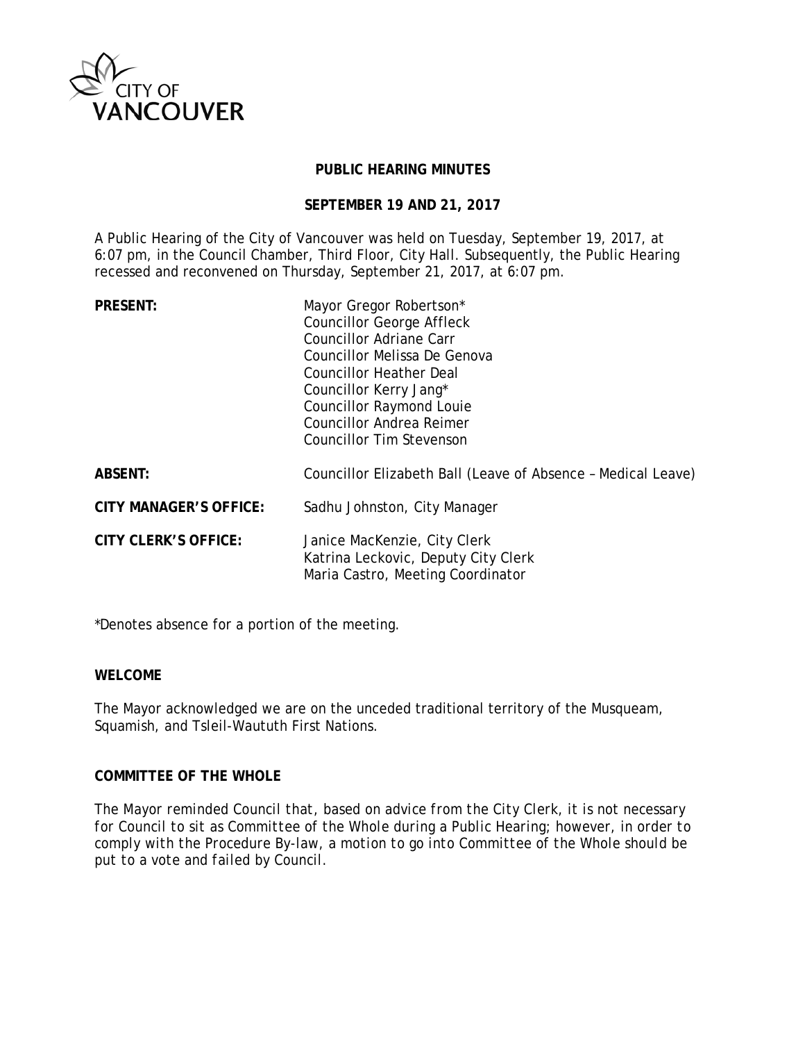CITY OF VANCOUVER

# PUBLIC HEARING MINUTES

## SEPTEMBER 19 AND 21, 2017

A Public Hearing of the City of Vancouver was held on Tuesday, September 19, 2017, at 6:07 pm, in the Council Chamber, Third Floor, City Hall. Subsequently, the Public Hearing recessed and reconvened on Thursday, September 21, 2017, at 6:07 pm.

| | |
|---|---|
| **PRESENT:** | Mayor Gregor Robertson*<br>Councillor George Affleck<br>Councillor Adriane Carr<br>Councillor Melissa De Genova<br>Councillor Heather Deal<br>Councillor Kerry Jang*<br>Councillor Raymond Louie<br>Councillor Andrea Reimer<br>Councillor Tim Stevenson |
| **ABSENT:** | Councillor Elizabeth Ball (Leave of Absence – Medical Leave) |
| **CITY MANAGER'S OFFICE:** | Sadhu Johnston, City Manager |
| **CITY CLERK'S OFFICE:** | Janice MacKenzie, City Clerk<br>Katrina Leckovic, Deputy City Clerk<br>Maria Castro, Meeting Coordinator |

*Denotes absence for a portion of the meeting.

**WELCOME**

The Mayor acknowledged we are on the unceded traditional territory of the Musqueam, Squamish, and Tsleil-Waututh First Nations.

**COMMITTEE OF THE WHOLE**

*The Mayor reminded Council that, based on advice from the City Clerk, it is not necessary for Council to sit as Committee of the Whole during a Public Hearing; however, in order to comply with the Procedure By-law, a motion to go into Committee of the Whole should be put to a vote and failed by Council.*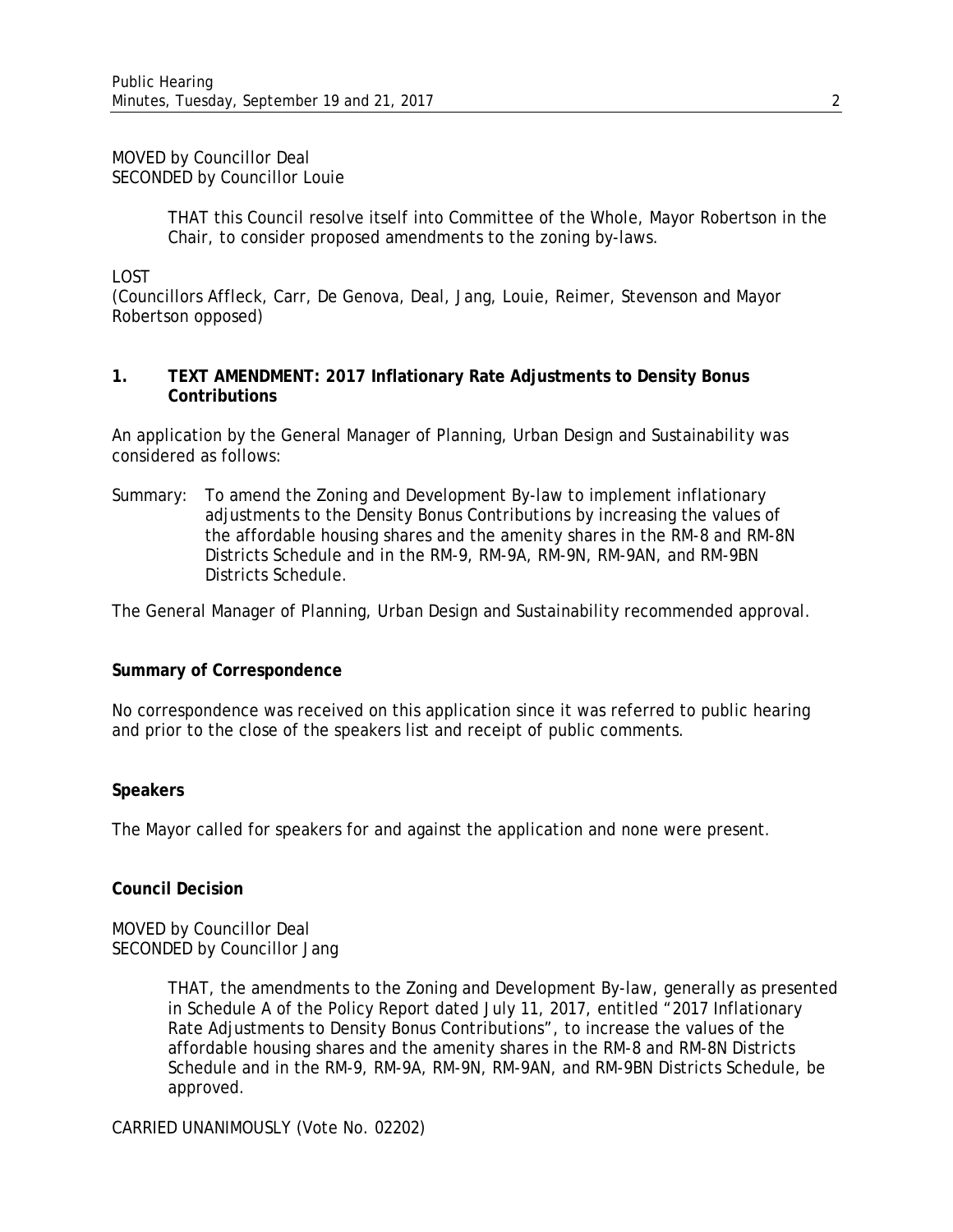MOVED by Councillor Deal
SECONDED by Councillor Louie

> THAT this Council resolve itself into Committee of the Whole, Mayor Robertson in the Chair, to consider proposed amendments to the zoning by-laws.

LOST
(Councillors Affleck, Carr, De Genova, Deal, Jang, Louie, Reimer, Stevenson and Mayor Robertson opposed)

## 1. TEXT AMENDMENT: 2017 Inflationary Rate Adjustments to Density Bonus Contributions

An application by the General Manager of Planning, Urban Design and Sustainability was considered as follows:

Summary: To amend the Zoning and Development By-law to implement inflationary adjustments to the Density Bonus Contributions by increasing the values of the affordable housing shares and the amenity shares in the RM-8 and RM-8N Districts Schedule and in the RM-9, RM-9A, RM-9N, RM-9AN, and RM-9BN Districts Schedule.

The General Manager of Planning, Urban Design and Sustainability recommended approval.

**Summary of Correspondence**

No correspondence was received on this application since it was referred to public hearing and prior to the close of the speakers list and receipt of public comments.

**Speakers**

The Mayor called for speakers for and against the application and none were present.

**Council Decision**

MOVED by Councillor Deal
SECONDED by Councillor Jang

> THAT, the amendments to the Zoning and Development By-law, generally as presented in Schedule A of the Policy Report dated July 11, 2017, entitled "2017 Inflationary Rate Adjustments to Density Bonus Contributions", to increase the values of the affordable housing shares and the amenity shares in the RM-8 and RM-8N Districts Schedule and in the RM-9, RM-9A, RM-9N, RM-9AN, and RM-9BN Districts Schedule, be approved.

CARRIED UNANIMOUSLY (Vote No. 02202)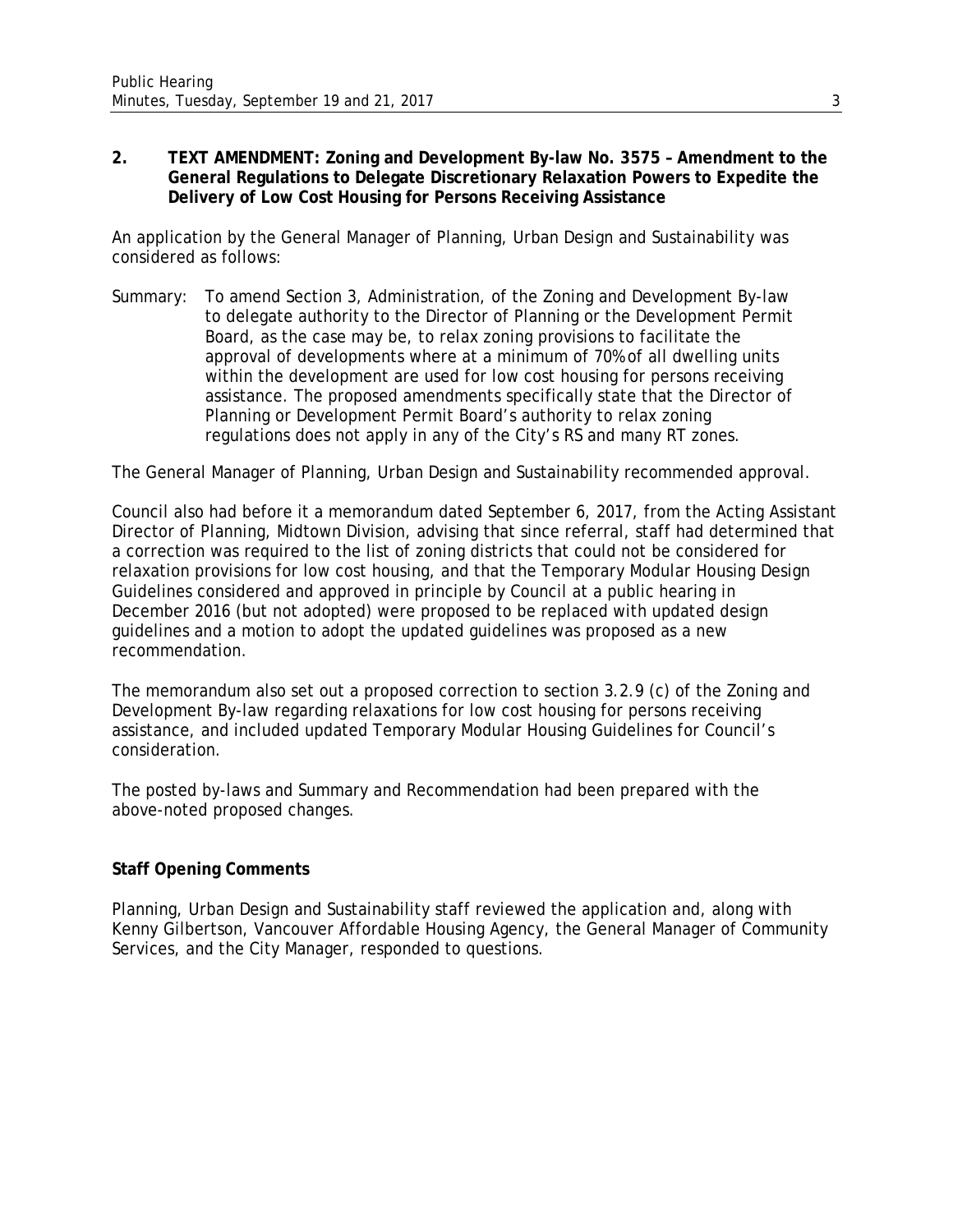## 2. TEXT AMENDMENT: Zoning and Development By-law No. 3575 – Amendment to the General Regulations to Delegate Discretionary Relaxation Powers to Expedite the Delivery of Low Cost Housing for Persons Receiving Assistance

An application by the General Manager of Planning, Urban Design and Sustainability was considered as follows:

Summary: To amend Section 3, Administration, of the Zoning and Development By-law to delegate authority to the Director of Planning or the Development Permit Board, as the case may be, to relax zoning provisions to facilitate the approval of developments where at a minimum of 70% of all dwelling units within the development are used for low cost housing for persons receiving assistance. The proposed amendments specifically state that the Director of Planning or Development Permit Board's authority to relax zoning regulations does not apply in any of the City's RS and many RT zones.

The General Manager of Planning, Urban Design and Sustainability recommended approval.

Council also had before it a memorandum dated September 6, 2017, from the Acting Assistant Director of Planning, Midtown Division, advising that since referral, staff had determined that a correction was required to the list of zoning districts that could not be considered for relaxation provisions for low cost housing, and that the Temporary Modular Housing Design Guidelines considered and approved in principle by Council at a public hearing in December 2016 (but not adopted) were proposed to be replaced with updated design guidelines and a motion to adopt the updated guidelines was proposed as a new recommendation.

The memorandum also set out a proposed correction to section 3.2.9 (c) of the Zoning and Development By-law regarding relaxations for low cost housing for persons receiving assistance, and included updated Temporary Modular Housing Guidelines for Council's consideration.

The posted by-laws and Summary and Recommendation had been prepared with the above-noted proposed changes.

**Staff Opening Comments**

Planning, Urban Design and Sustainability staff reviewed the application and, along with Kenny Gilbertson, Vancouver Affordable Housing Agency, the General Manager of Community Services, and the City Manager, responded to questions.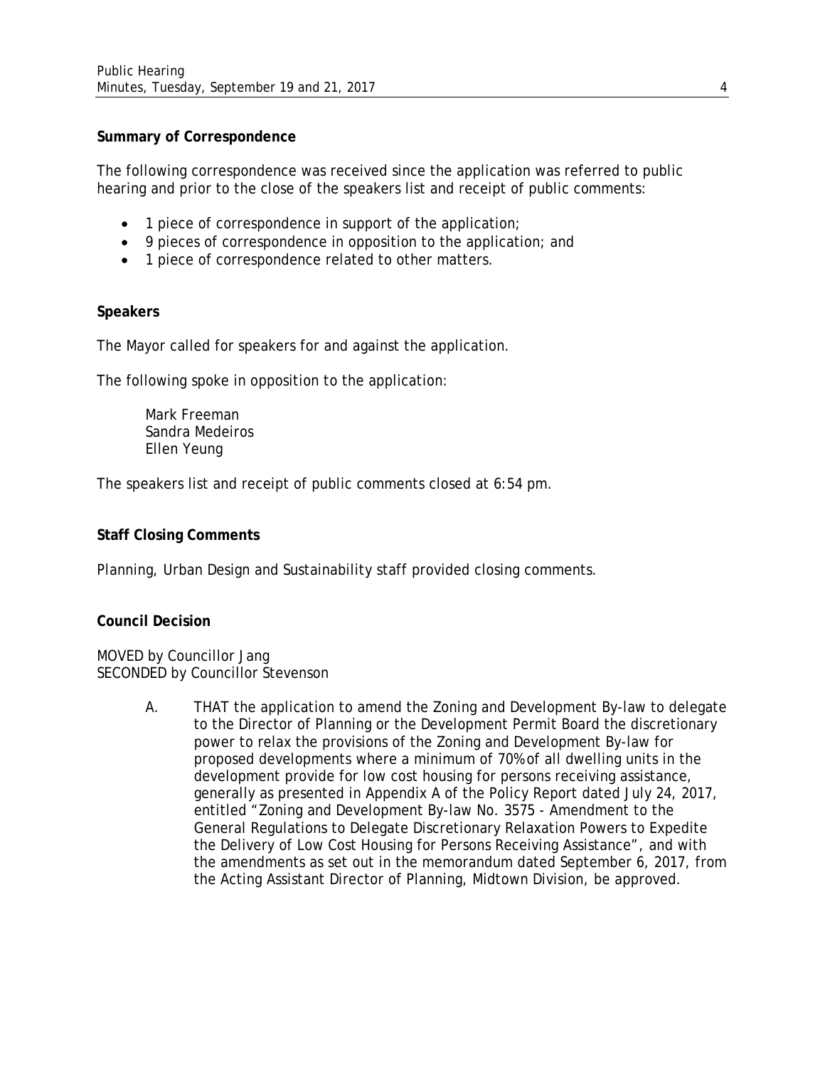**Summary of Correspondence**

The following correspondence was received since the application was referred to public hearing and prior to the close of the speakers list and receipt of public comments:

- 1 piece of correspondence in support of the application;
- 9 pieces of correspondence in opposition to the application; and
- 1 piece of correspondence related to other matters.

**Speakers**

The Mayor called for speakers for and against the application.

The following spoke in opposition to the application:

Mark Freeman
Sandra Medeiros
Ellen Yeung

The speakers list and receipt of public comments closed at 6:54 pm.

**Staff Closing Comments**

Planning, Urban Design and Sustainability staff provided closing comments.

**Council Decision**

MOVED by Councillor Jang
SECONDED by Councillor Stevenson

A. THAT the application to amend the Zoning and Development By-law to delegate to the Director of Planning or the Development Permit Board the discretionary power to relax the provisions of the Zoning and Development By-law for proposed developments where a minimum of 70% of all dwelling units in the development provide for low cost housing for persons receiving assistance, generally as presented in Appendix A of the Policy Report dated July 24, 2017, entitled "Zoning and Development By-law No. 3575 - Amendment to the General Regulations to Delegate Discretionary Relaxation Powers to Expedite the Delivery of Low Cost Housing for Persons Receiving Assistance", and with the amendments as set out in the memorandum dated September 6, 2017, from the Acting Assistant Director of Planning, Midtown Division, be approved.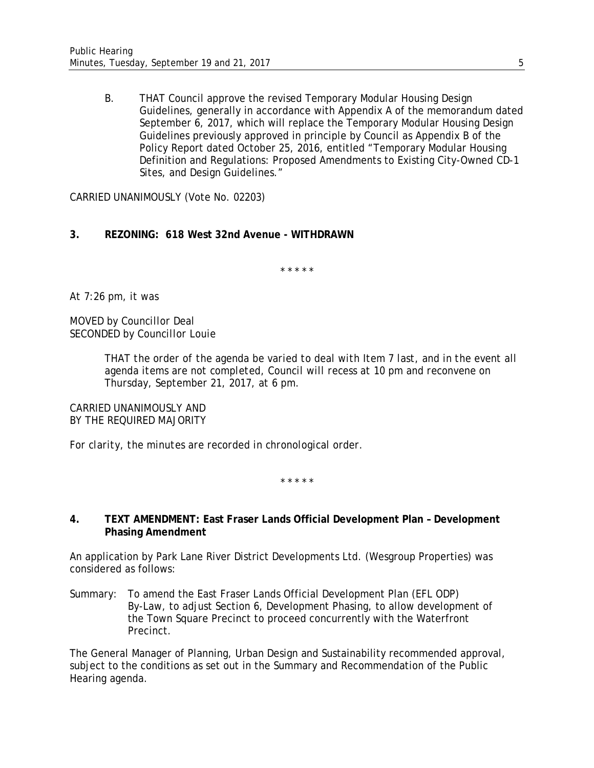B. THAT Council approve the revised Temporary Modular Housing Design Guidelines, generally in accordance with Appendix A of the memorandum dated September 6, 2017, which will replace the Temporary Modular Housing Design Guidelines previously approved in principle by Council as Appendix B of the Policy Report dated October 25, 2016, entitled "Temporary Modular Housing Definition and Regulations: Proposed Amendments to Existing City-Owned CD-1 Sites, and Design Guidelines."

CARRIED UNANIMOUSLY (Vote No. 02203)

**3. REZONING: 618 West 32nd Avenue - WITHDRAWN**

\* \* \* \* \*

At 7:26 pm, it was

MOVED by Councillor Deal
SECONDED by Councillor Louie

*THAT the order of the agenda be varied to deal with Item 7 last, and in the event all agenda items are not completed, Council will recess at 10 pm and reconvene on Thursday, September 21, 2017, at 6 pm.*

CARRIED UNANIMOUSLY AND
BY THE REQUIRED MAJORITY

*For clarity, the minutes are recorded in chronological order.*

\* \* \* \* \*

**4. TEXT AMENDMENT: East Fraser Lands Official Development Plan – Development Phasing Amendment**

An application by Park Lane River District Developments Ltd. (Wesgroup Properties) was considered as follows:

Summary: To amend the East Fraser Lands Official Development Plan (EFL ODP) By-Law, to adjust Section 6, Development Phasing, to allow development of the Town Square Precinct to proceed concurrently with the Waterfront Precinct.

The General Manager of Planning, Urban Design and Sustainability recommended approval, subject to the conditions as set out in the Summary and Recommendation of the Public Hearing agenda.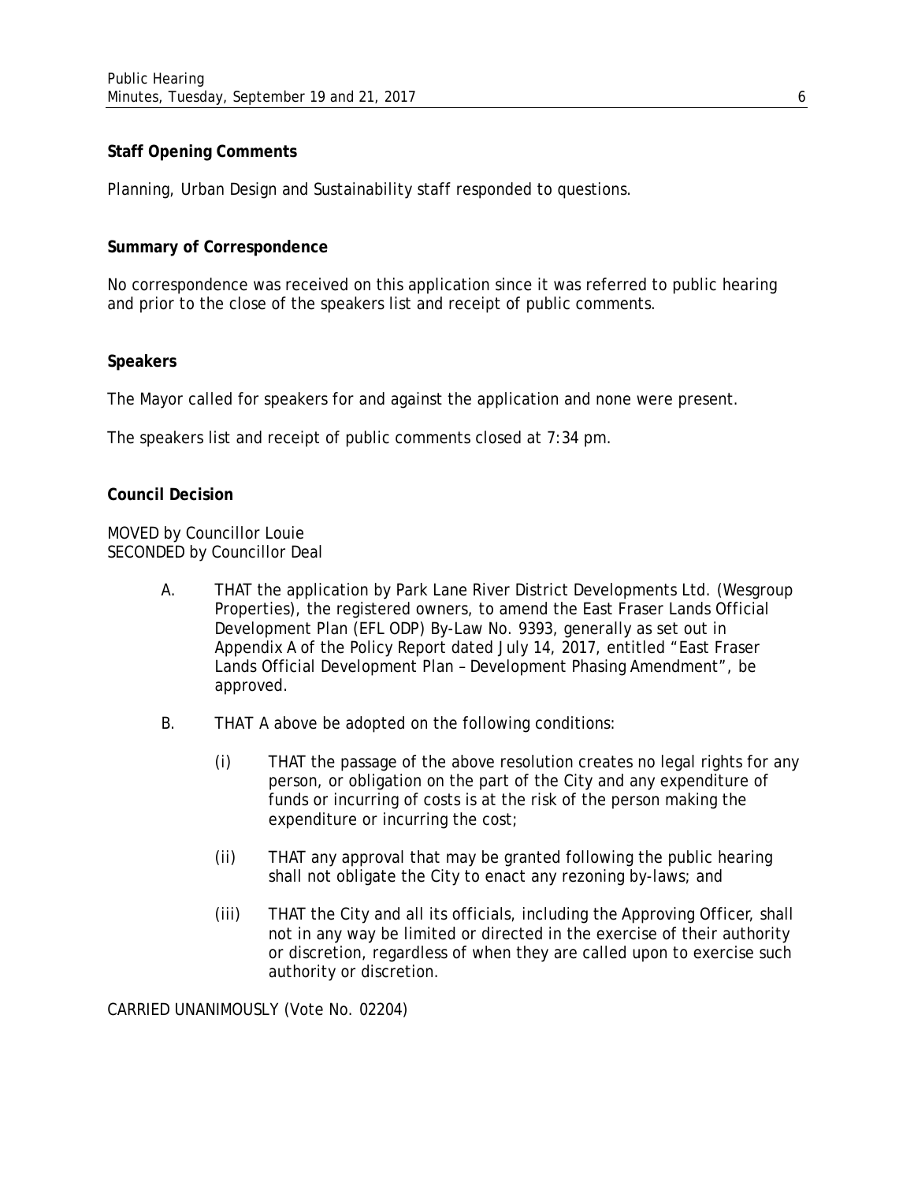**Staff Opening Comments**

Planning, Urban Design and Sustainability staff responded to questions.

**Summary of Correspondence**

No correspondence was received on this application since it was referred to public hearing and prior to the close of the speakers list and receipt of public comments.

**Speakers**

The Mayor called for speakers for and against the application and none were present.

The speakers list and receipt of public comments closed at 7:34 pm.

**Council Decision**

MOVED by Councillor Louie
SECONDED by Councillor Deal

A. THAT the application by Park Lane River District Developments Ltd. (Wesgroup Properties), the registered owners, to amend the East Fraser Lands Official Development Plan (EFL ODP) By-Law No. 9393, generally as set out in Appendix A of the Policy Report dated July 14, 2017, entitled "East Fraser Lands Official Development Plan – Development Phasing Amendment", be approved.

B. THAT A above be adopted on the following conditions:

(i) THAT the passage of the above resolution creates no legal rights for any person, or obligation on the part of the City and any expenditure of funds or incurring of costs is at the risk of the person making the expenditure or incurring the cost;

(ii) THAT any approval that may be granted following the public hearing shall not obligate the City to enact any rezoning by-laws; and

(iii) THAT the City and all its officials, including the Approving Officer, shall not in any way be limited or directed in the exercise of their authority or discretion, regardless of when they are called upon to exercise such authority or discretion.

CARRIED UNANIMOUSLY (Vote No. 02204)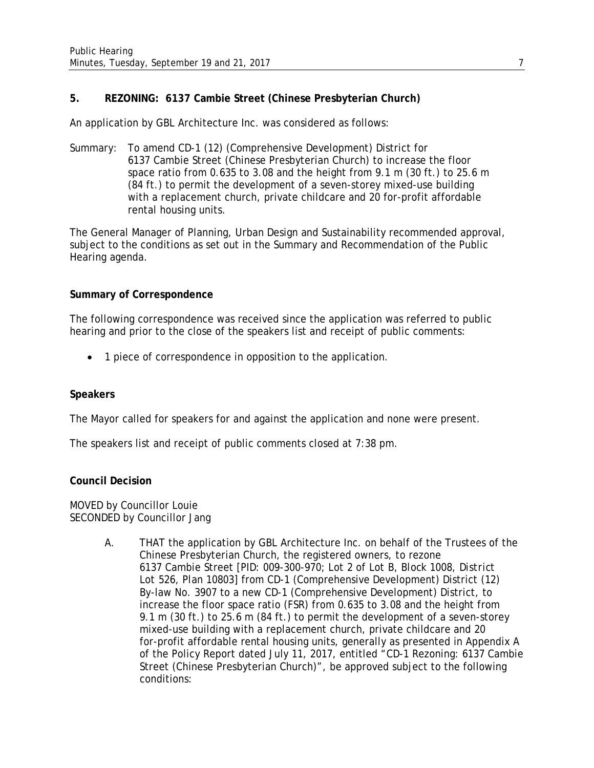## 5. REZONING: 6137 Cambie Street (Chinese Presbyterian Church)

An application by GBL Architecture Inc. was considered as follows:

Summary: To amend CD-1 (12) (Comprehensive Development) District for 6137 Cambie Street (Chinese Presbyterian Church) to increase the floor space ratio from 0.635 to 3.08 and the height from 9.1 m (30 ft.) to 25.6 m (84 ft.) to permit the development of a seven-storey mixed-use building with a replacement church, private childcare and 20 for-profit affordable rental housing units.

The General Manager of Planning, Urban Design and Sustainability recommended approval, subject to the conditions as set out in the Summary and Recommendation of the Public Hearing agenda.

### Summary of Correspondence

The following correspondence was received since the application was referred to public hearing and prior to the close of the speakers list and receipt of public comments:

- 1 piece of correspondence in opposition to the application.

### Speakers

The Mayor called for speakers for and against the application and none were present.

The speakers list and receipt of public comments closed at 7:38 pm.

### Council Decision

MOVED by Councillor Louie
SECONDED by Councillor Jang

A. THAT the application by GBL Architecture Inc. on behalf of the Trustees of the Chinese Presbyterian Church, the registered owners, to rezone 6137 Cambie Street [PID: 009-300-970; Lot 2 of Lot B, Block 1008, District Lot 526, Plan 10803] from CD-1 (Comprehensive Development) District (12) By-law No. 3907 to a new CD-1 (Comprehensive Development) District, to increase the floor space ratio (FSR) from 0.635 to 3.08 and the height from 9.1 m (30 ft.) to 25.6 m (84 ft.) to permit the development of a seven-storey mixed-use building with a replacement church, private childcare and 20 for-profit affordable rental housing units, generally as presented in Appendix A of the Policy Report dated July 11, 2017, entitled "CD-1 Rezoning: 6137 Cambie Street (Chinese Presbyterian Church)", be approved subject to the following conditions: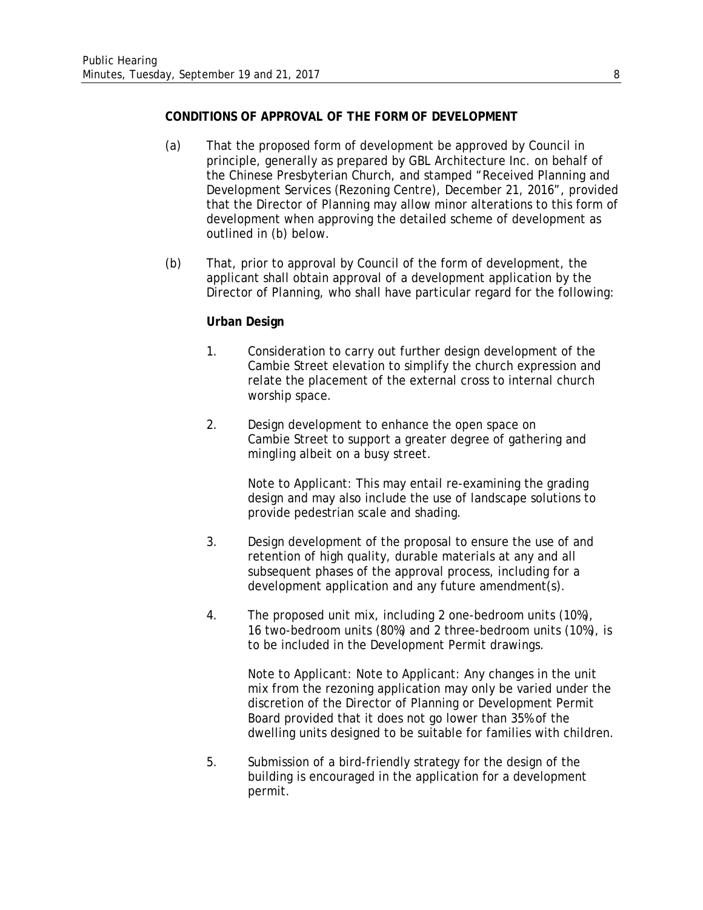**CONDITIONS OF APPROVAL OF THE FORM OF DEVELOPMENT**

(a) That the proposed form of development be approved by Council in principle, generally as prepared by GBL Architecture Inc. on behalf of the Chinese Presbyterian Church, and stamped "Received Planning and Development Services (Rezoning Centre), December 21, 2016", provided that the Director of Planning may allow minor alterations to this form of development when approving the detailed scheme of development as outlined in (b) below.

(b) That, prior to approval by Council of the form of development, the applicant shall obtain approval of a development application by the Director of Planning, who shall have particular regard for the following:

**Urban Design**

1. Consideration to carry out further design development of the Cambie Street elevation to simplify the church expression and relate the placement of the external cross to internal church worship space.

2. Design development to enhance the open space on Cambie Street to support a greater degree of gathering and mingling albeit on a busy street.

   Note to Applicant: This may entail re-examining the grading design and may also include the use of landscape solutions to provide pedestrian scale and shading.

3. Design development of the proposal to ensure the use of and retention of high quality, durable materials at any and all subsequent phases of the approval process, including for a development application and any future amendment(s).

4. The proposed unit mix, including 2 one-bedroom units (10%), 16 two-bedroom units (80%) and 2 three-bedroom units (10%), is to be included in the Development Permit drawings.

   Note to Applicant: Note to Applicant: Any changes in the unit mix from the rezoning application may only be varied under the discretion of the Director of Planning or Development Permit Board provided that it does not go lower than 35% of the dwelling units designed to be suitable for families with children.

5. Submission of a bird-friendly strategy for the design of the building is encouraged in the application for a development permit.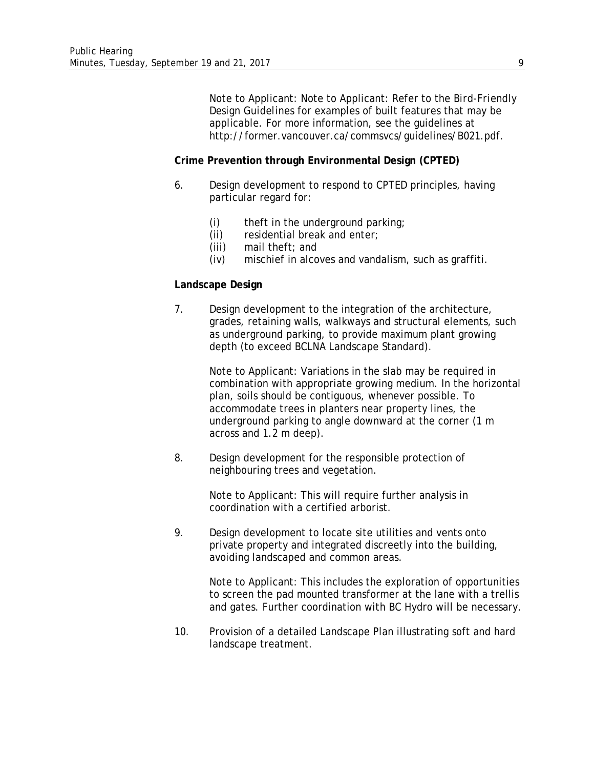Note to Applicant: Note to Applicant: Refer to the Bird-Friendly Design Guidelines for examples of built features that may be applicable. For more information, see the guidelines at http://former.vancouver.ca/commsvcs/guidelines/B021.pdf.

**Crime Prevention through Environmental Design (CPTED)**

6. Design development to respond to CPTED principles, having particular regard for:

    (i) theft in the underground parking;
    (ii) residential break and enter;
    (iii) mail theft; and
    (iv) mischief in alcoves and vandalism, such as graffiti.

**Landscape Design**

7. Design development to the integration of the architecture, grades, retaining walls, walkways and structural elements, such as underground parking, to provide maximum plant growing depth (to exceed BCLNA Landscape Standard).

    Note to Applicant: Variations in the slab may be required in combination with appropriate growing medium. In the horizontal plan, soils should be contiguous, whenever possible. To accommodate trees in planters near property lines, the underground parking to angle downward at the corner (1 m across and 1.2 m deep).

8. Design development for the responsible protection of neighbouring trees and vegetation.

    Note to Applicant: This will require further analysis in coordination with a certified arborist.

9. Design development to locate site utilities and vents onto private property and integrated discreetly into the building, avoiding landscaped and common areas.

    Note to Applicant: This includes the exploration of opportunities to screen the pad mounted transformer at the lane with a trellis and gates. Further coordination with BC Hydro will be necessary.

10. Provision of a detailed Landscape Plan illustrating soft and hard landscape treatment.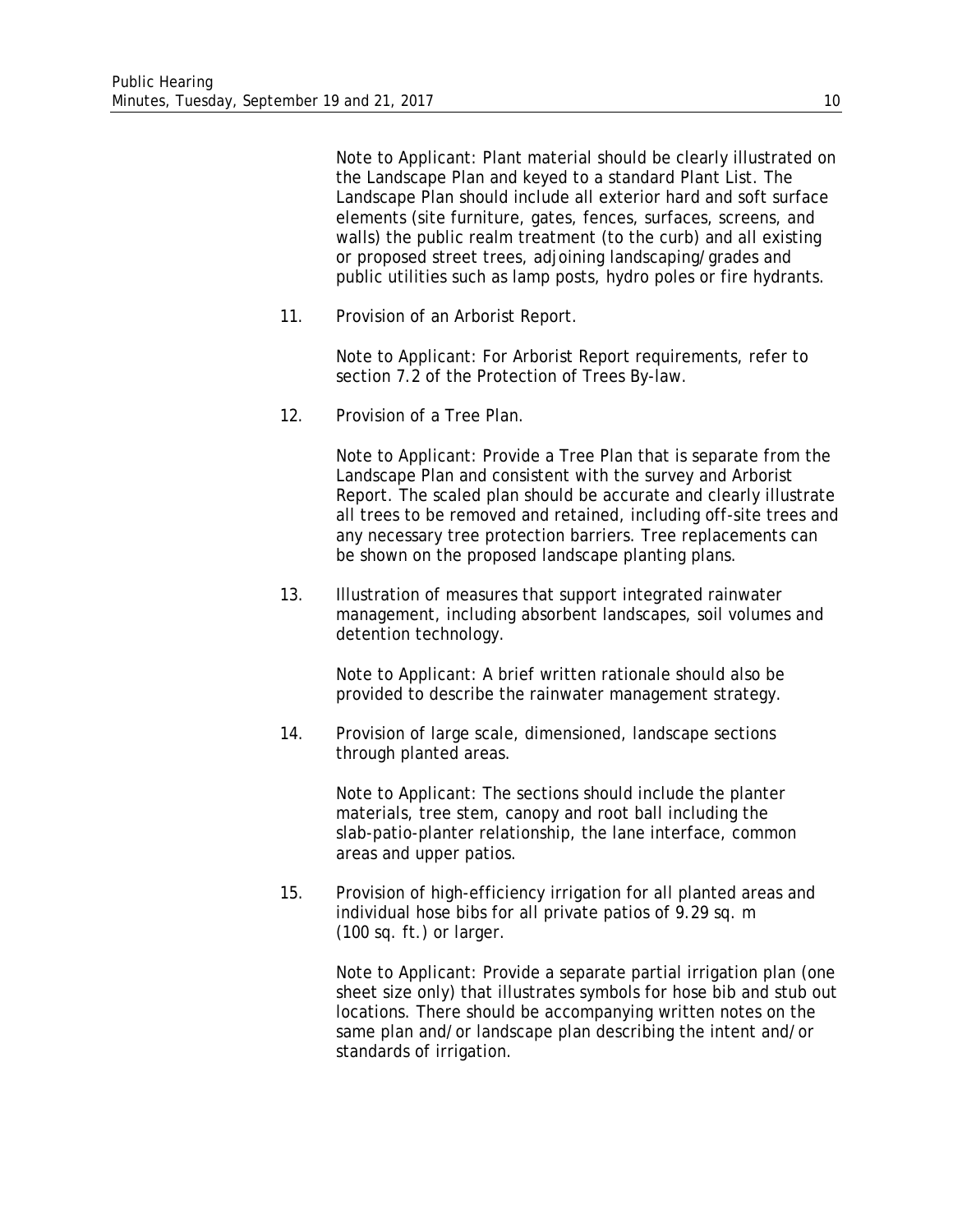Note to Applicant: Plant material should be clearly illustrated on the Landscape Plan and keyed to a standard Plant List. The Landscape Plan should include all exterior hard and soft surface elements (site furniture, gates, fences, surfaces, screens, and walls) the public realm treatment (to the curb) and all existing or proposed street trees, adjoining landscaping/grades and public utilities such as lamp posts, hydro poles or fire hydrants.

11. Provision of an Arborist Report.

    Note to Applicant: For Arborist Report requirements, refer to section 7.2 of the Protection of Trees By-law.

12. Provision of a Tree Plan.

    Note to Applicant: Provide a Tree Plan that is separate from the Landscape Plan and consistent with the survey and Arborist Report. The scaled plan should be accurate and clearly illustrate all trees to be removed and retained, including off-site trees and any necessary tree protection barriers. Tree replacements can be shown on the proposed landscape planting plans.

13. Illustration of measures that support integrated rainwater management, including absorbent landscapes, soil volumes and detention technology.

    Note to Applicant: A brief written rationale should also be provided to describe the rainwater management strategy.

14. Provision of large scale, dimensioned, landscape sections through planted areas.

    Note to Applicant: The sections should include the planter materials, tree stem, canopy and root ball including the slab-patio-planter relationship, the lane interface, common areas and upper patios.

15. Provision of high-efficiency irrigation for all planted areas and individual hose bibs for all private patios of 9.29 sq. m (100 sq. ft.) or larger.

    Note to Applicant: Provide a separate partial irrigation plan (one sheet size only) that illustrates symbols for hose bib and stub out locations. There should be accompanying written notes on the same plan and/or landscape plan describing the intent and/or standards of irrigation.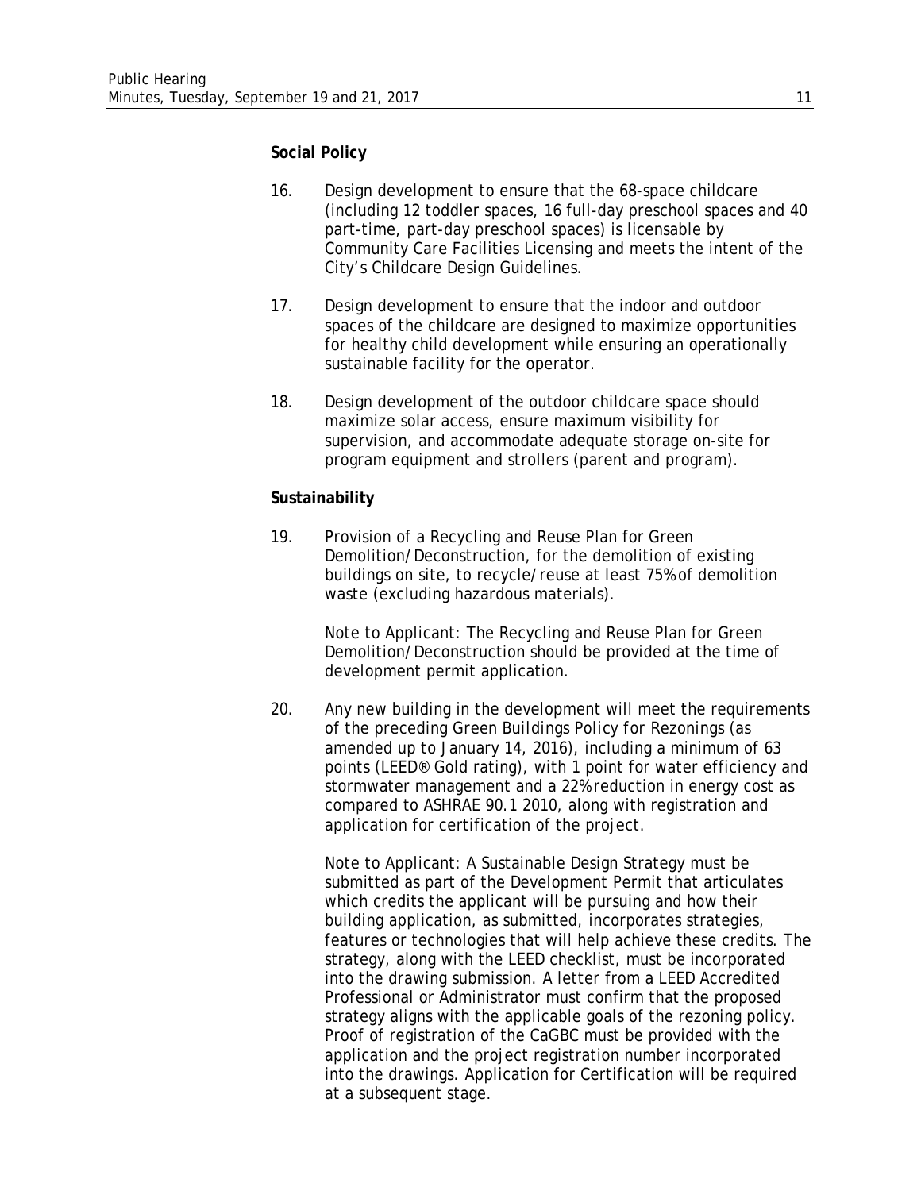**Social Policy**

16. Design development to ensure that the 68-space childcare (including 12 toddler spaces, 16 full-day preschool spaces and 40 part-time, part-day preschool spaces) is licensable by Community Care Facilities Licensing and meets the intent of the City's Childcare Design Guidelines.

17. Design development to ensure that the indoor and outdoor spaces of the childcare are designed to maximize opportunities for healthy child development while ensuring an operationally sustainable facility for the operator.

18. Design development of the outdoor childcare space should maximize solar access, ensure maximum visibility for supervision, and accommodate adequate storage on-site for program equipment and strollers (parent and program).

**Sustainability**

19. Provision of a Recycling and Reuse Plan for Green Demolition/Deconstruction, for the demolition of existing buildings on site, to recycle/reuse at least 75% of demolition waste (excluding hazardous materials).

    Note to Applicant: The Recycling and Reuse Plan for Green Demolition/Deconstruction should be provided at the time of development permit application.

20. Any new building in the development will meet the requirements of the preceding *Green Buildings Policy for Rezonings* (as amended up to January 14, 2016), including a minimum of 63 points (LEED® Gold rating), with 1 point for water efficiency and stormwater management and a 22% reduction in energy cost as compared to ASHRAE 90.1 2010, along with registration and application for certification of the project.

    Note to Applicant: A Sustainable Design Strategy must be submitted as part of the Development Permit that articulates which credits the applicant will be pursuing and how their building application, as submitted, incorporates strategies, features or technologies that will help achieve these credits. The strategy, along with the LEED checklist, must be incorporated into the drawing submission. A letter from a LEED Accredited Professional or Administrator must confirm that the proposed strategy aligns with the applicable goals of the rezoning policy. Proof of registration of the CaGBC must be provided with the application and the project registration number incorporated into the drawings. Application for Certification will be required at a subsequent stage.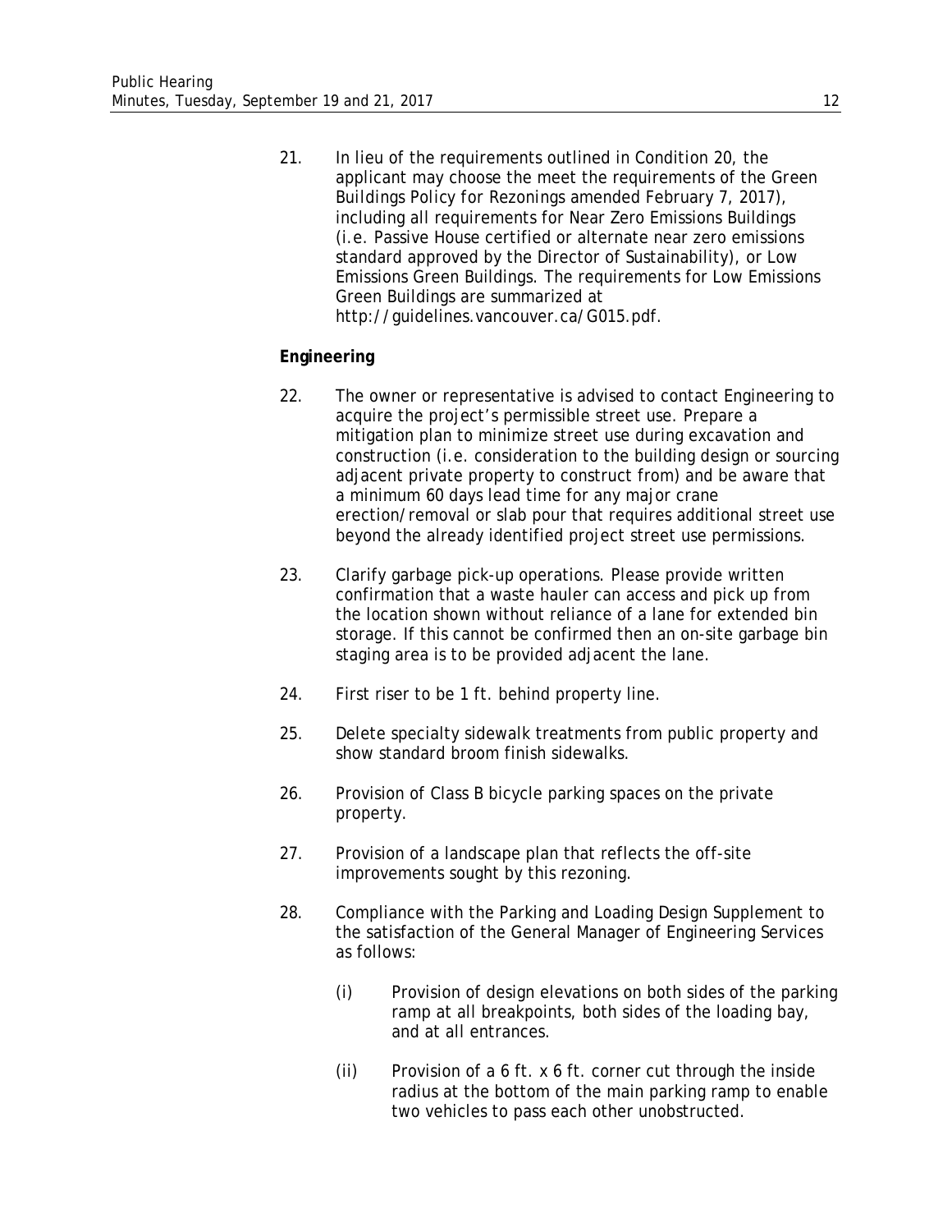21. In lieu of the requirements outlined in Condition 20, the applicant may choose the meet the requirements of the Green Buildings Policy for Rezonings amended February 7, 2017), including all requirements for Near Zero Emissions Buildings (i.e. Passive House certified or alternate near zero emissions standard approved by the Director of Sustainability), or Low Emissions Green Buildings. The requirements for Low Emissions Green Buildings are summarized at http://guidelines.vancouver.ca/G015.pdf.

**Engineering**

22. The owner or representative is advised to contact Engineering to acquire the project's permissible street use. Prepare a mitigation plan to minimize street use during excavation and construction (i.e. consideration to the building design or sourcing adjacent private property to construct from) and be aware that a minimum 60 days lead time for any major crane erection/removal or slab pour that requires additional street use beyond the already identified project street use permissions.

23. Clarify garbage pick-up operations. Please provide written confirmation that a waste hauler can access and pick up from the location shown without reliance of a lane for extended bin storage. If this cannot be confirmed then an on-site garbage bin staging area is to be provided adjacent the lane.

24. First riser to be 1 ft. behind property line.

25. Delete specialty sidewalk treatments from public property and show standard broom finish sidewalks.

26. Provision of Class B bicycle parking spaces on the private property.

27. Provision of a landscape plan that reflects the off-site improvements sought by this rezoning.

28. Compliance with the Parking and Loading Design Supplement to the satisfaction of the General Manager of Engineering Services as follows:

    (i) Provision of design elevations on both sides of the parking ramp at all breakpoints, both sides of the loading bay, and at all entrances.

    (ii) Provision of a 6 ft. x 6 ft. corner cut through the inside radius at the bottom of the main parking ramp to enable two vehicles to pass each other unobstructed.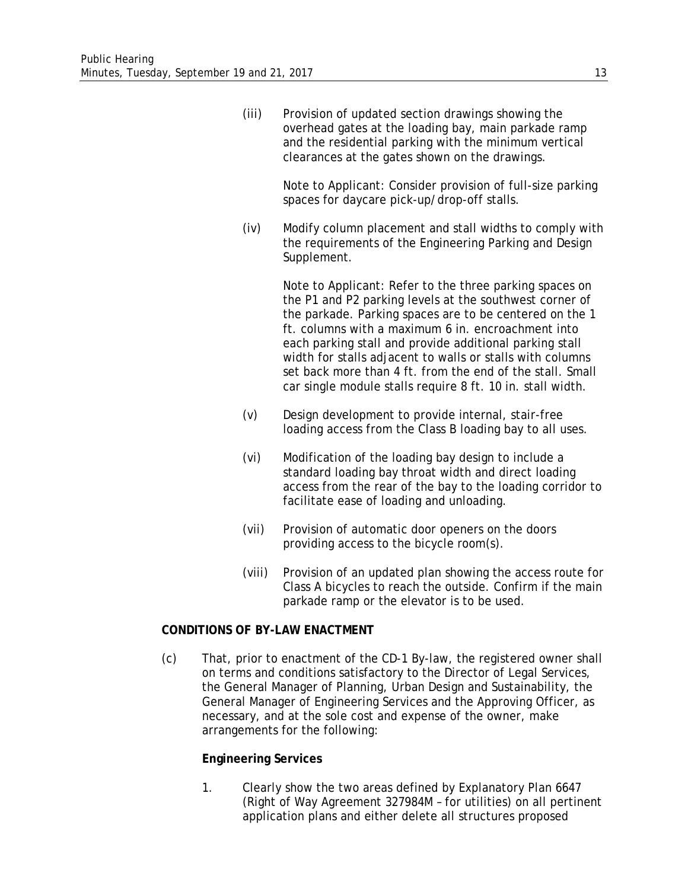(iii) Provision of updated section drawings showing the overhead gates at the loading bay, main parkade ramp and the residential parking with the minimum vertical clearances at the gates shown on the drawings.

Note to Applicant: Consider provision of full-size parking spaces for daycare pick-up/drop-off stalls.

(iv) Modify column placement and stall widths to comply with the requirements of the Engineering Parking and Design Supplement.

Note to Applicant: Refer to the three parking spaces on the P1 and P2 parking levels at the southwest corner of the parkade. Parking spaces are to be centered on the 1 ft. columns with a maximum 6 in. encroachment into each parking stall and provide additional parking stall width for stalls adjacent to walls or stalls with columns set back more than 4 ft. from the end of the stall. Small car single module stalls require 8 ft. 10 in. stall width.

(v) Design development to provide internal, stair-free loading access from the Class B loading bay to all uses.

(vi) Modification of the loading bay design to include a standard loading bay throat width and direct loading access from the rear of the bay to the loading corridor to facilitate ease of loading and unloading.

(vii) Provision of automatic door openers on the doors providing access to the bicycle room(s).

(viii) Provision of an updated plan showing the access route for Class A bicycles to reach the outside. Confirm if the main parkade ramp or the elevator is to be used.

**CONDITIONS OF BY-LAW ENACTMENT**

(c) That, prior to enactment of the CD-1 By-law, the registered owner shall on terms and conditions satisfactory to the Director of Legal Services, the General Manager of Planning, Urban Design and Sustainability, the General Manager of Engineering Services and the Approving Officer, as necessary, and at the sole cost and expense of the owner, make arrangements for the following:

**Engineering Services**

1. Clearly show the two areas defined by Explanatory Plan 6647 (Right of Way Agreement 327984M – for utilities) on all pertinent application plans and either delete all structures proposed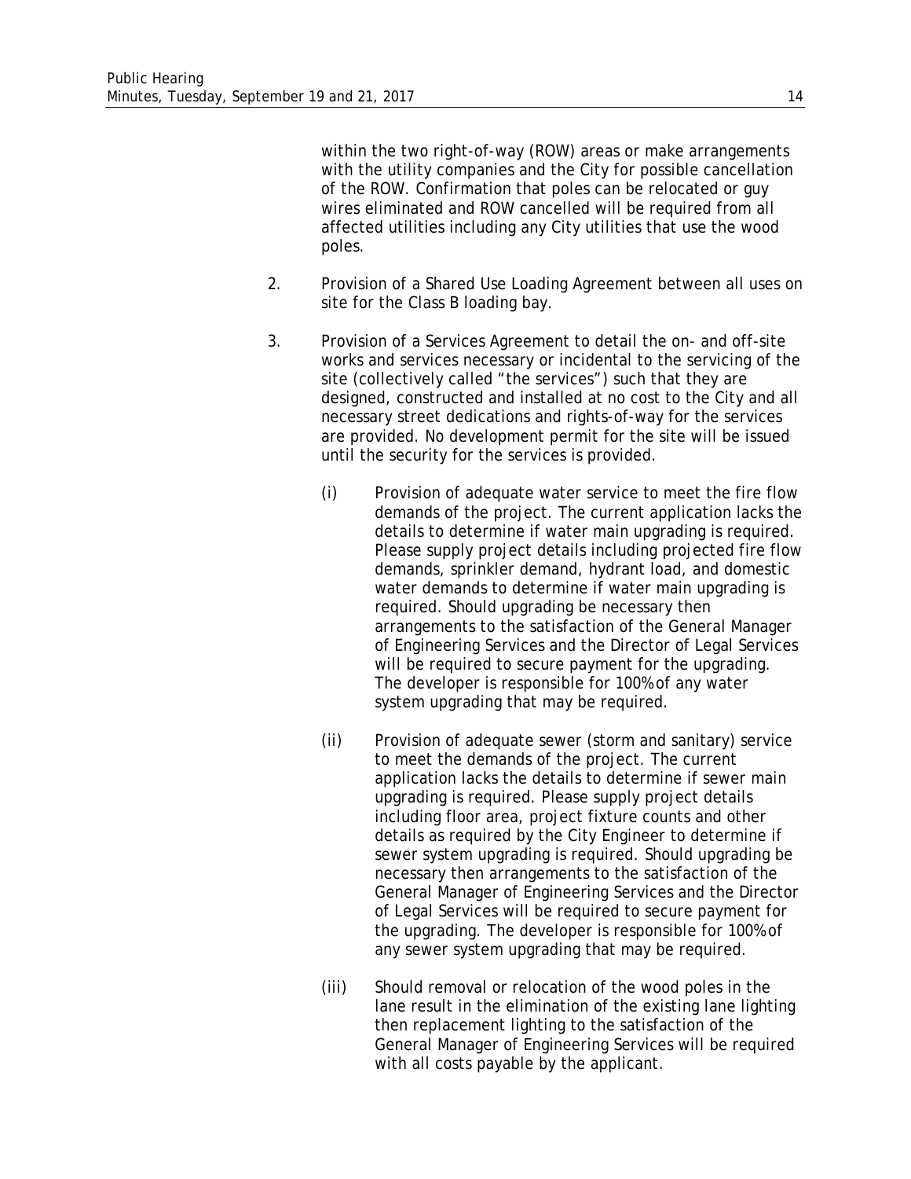within the two right-of-way (ROW) areas or make arrangements with the utility companies and the City for possible cancellation of the ROW. Confirmation that poles can be relocated or guy wires eliminated and ROW cancelled will be required from all affected utilities including any City utilities that use the wood poles.

2. Provision of a Shared Use Loading Agreement between all uses on site for the Class B loading bay.

3. Provision of a Services Agreement to detail the on- and off-site works and services necessary or incidental to the servicing of the site (collectively called "the services") such that they are designed, constructed and installed at no cost to the City and all necessary street dedications and rights-of-way for the services are provided. No development permit for the site will be issued until the security for the services is provided.

   (i) Provision of adequate water service to meet the fire flow demands of the project. The current application lacks the details to determine if water main upgrading is required. Please supply project details including projected fire flow demands, sprinkler demand, hydrant load, and domestic water demands to determine if water main upgrading is required. Should upgrading be necessary then arrangements to the satisfaction of the General Manager of Engineering Services and the Director of Legal Services will be required to secure payment for the upgrading. The developer is responsible for 100% of any water system upgrading that may be required.

   (ii) Provision of adequate sewer (storm and sanitary) service to meet the demands of the project. The current application lacks the details to determine if sewer main upgrading is required. Please supply project details including floor area, project fixture counts and other details as required by the City Engineer to determine if sewer system upgrading is required. Should upgrading be necessary then arrangements to the satisfaction of the General Manager of Engineering Services and the Director of Legal Services will be required to secure payment for the upgrading. The developer is responsible for 100% of any sewer system upgrading that may be required.

   (iii) Should removal or relocation of the wood poles in the lane result in the elimination of the existing lane lighting then replacement lighting to the satisfaction of the General Manager of Engineering Services will be required with all costs payable by the applicant.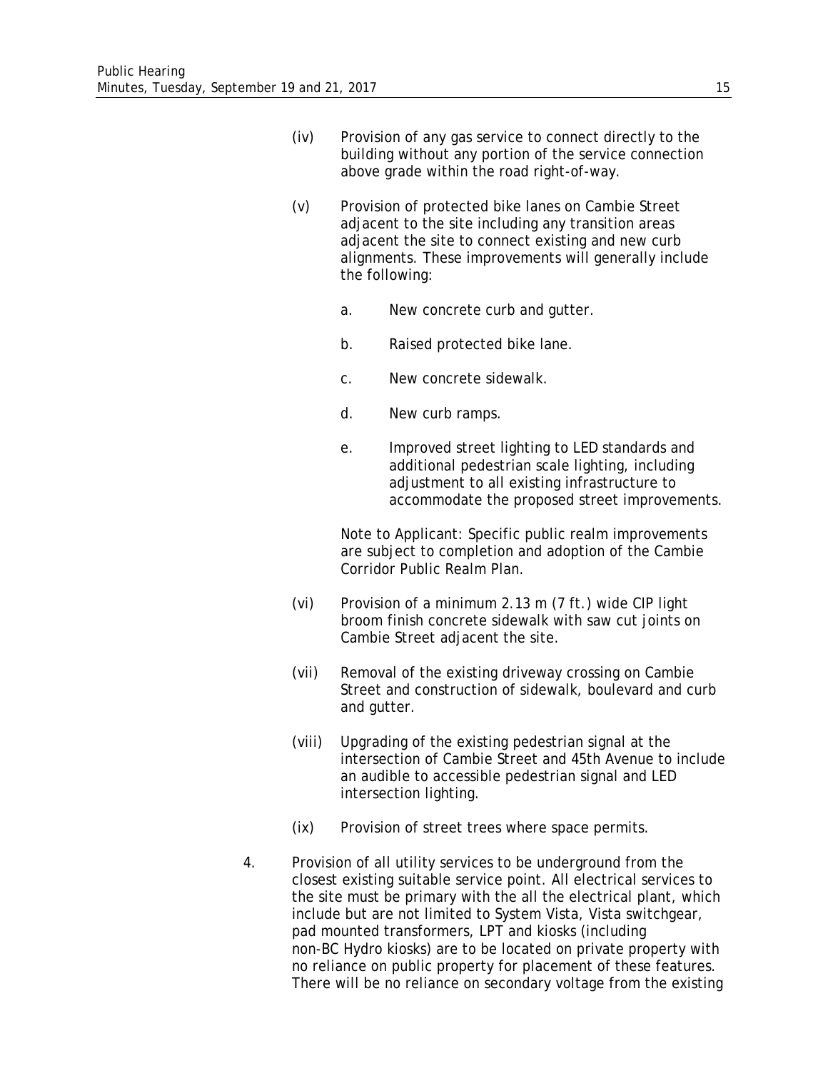(iv) Provision of any gas service to connect directly to the building without any portion of the service connection above grade within the road right-of-way.

(v) Provision of protected bike lanes on Cambie Street adjacent to the site including any transition areas adjacent the site to connect existing and new curb alignments. These improvements will generally include the following:

   a. New concrete curb and gutter.

   b. Raised protected bike lane.

   c. New concrete sidewalk.

   d. New curb ramps.

   e. Improved street lighting to LED standards and additional pedestrian scale lighting, including adjustment to all existing infrastructure to accommodate the proposed street improvements.

   Note to Applicant: Specific public realm improvements are subject to completion and adoption of the Cambie Corridor Public Realm Plan.

(vi) Provision of a minimum 2.13 m (7 ft.) wide CIP light broom finish concrete sidewalk with saw cut joints on Cambie Street adjacent the site.

(vii) Removal of the existing driveway crossing on Cambie Street and construction of sidewalk, boulevard and curb and gutter.

(viii) Upgrading of the existing pedestrian signal at the intersection of Cambie Street and 45th Avenue to include an audible to accessible pedestrian signal and LED intersection lighting.

(ix) Provision of street trees where space permits.

4. Provision of all utility services to be underground from the closest existing suitable service point. All electrical services to the site must be primary with the all the electrical plant, which include but are not limited to System Vista, Vista switchgear, pad mounted transformers, LPT and kiosks (including non-BC Hydro kiosks) are to be located on private property with no reliance on public property for placement of these features. There will be no reliance on secondary voltage from the existing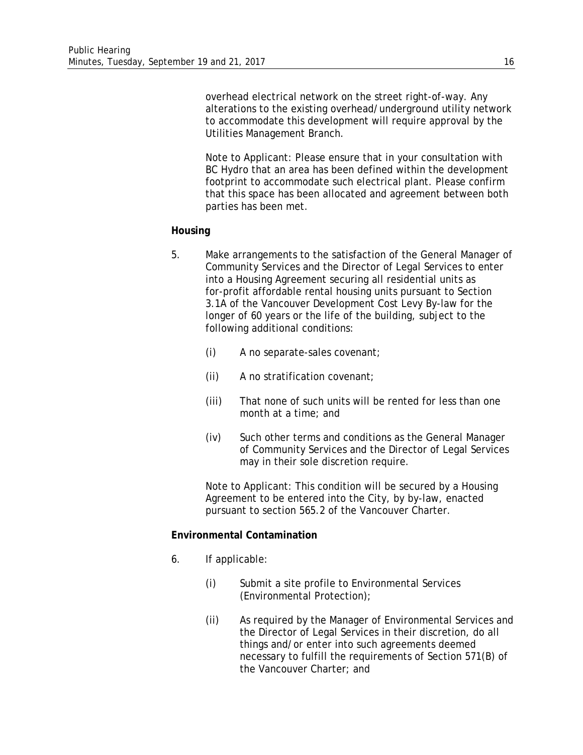overhead electrical network on the street right-of-way. Any alterations to the existing overhead/underground utility network to accommodate this development will require approval by the Utilities Management Branch.

Note to Applicant: Please ensure that in your consultation with BC Hydro that an area has been defined within the development footprint to accommodate such electrical plant. Please confirm that this space has been allocated and agreement between both parties has been met.

**Housing**

5. Make arrangements to the satisfaction of the General Manager of Community Services and the Director of Legal Services to enter into a Housing Agreement securing all residential units as for-profit affordable rental housing units pursuant to Section 3.1A of the Vancouver Development Cost Levy By-law for the longer of 60 years or the life of the building, subject to the following additional conditions:

   (i) A no separate-sales covenant;

   (ii) A no stratification covenant;

   (iii) That none of such units will be rented for less than one month at a time; and

   (iv) Such other terms and conditions as the General Manager of Community Services and the Director of Legal Services may in their sole discretion require.

   Note to Applicant: This condition will be secured by a Housing Agreement to be entered into the City, by by-law, enacted pursuant to section 565.2 of the Vancouver Charter.

**Environmental Contamination**

6. If applicable:

   (i) Submit a site profile to Environmental Services (Environmental Protection);

   (ii) As required by the Manager of Environmental Services and the Director of Legal Services in their discretion, do all things and/or enter into such agreements deemed necessary to fulfill the requirements of Section 571(B) of the Vancouver Charter; and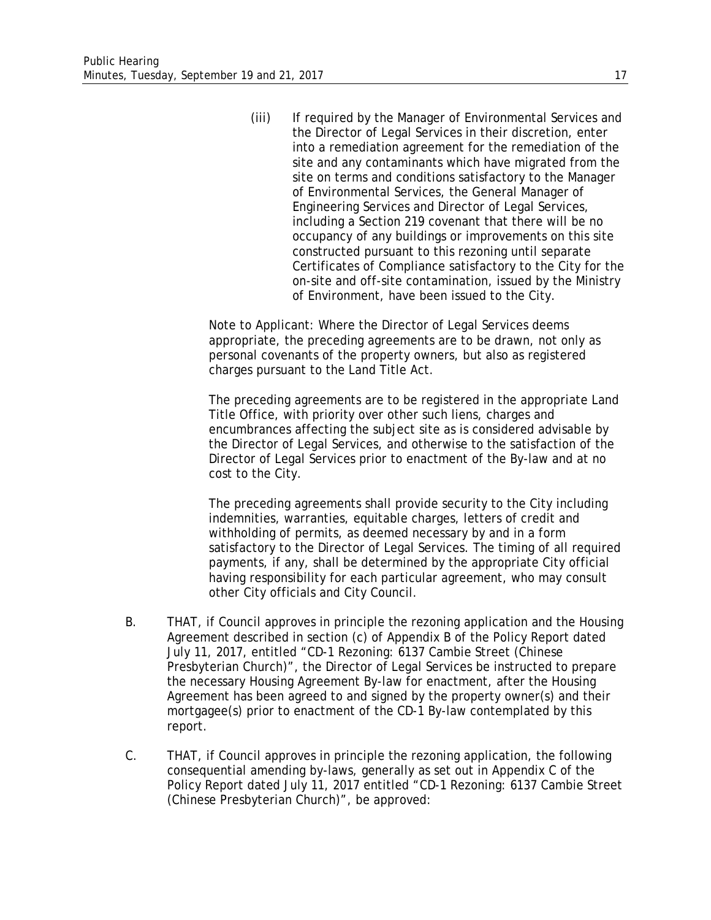(iii) If required by the Manager of Environmental Services and the Director of Legal Services in their discretion, enter into a remediation agreement for the remediation of the site and any contaminants which have migrated from the site on terms and conditions satisfactory to the Manager of Environmental Services, the General Manager of Engineering Services and Director of Legal Services, including a Section 219 covenant that there will be no occupancy of any buildings or improvements on this site constructed pursuant to this rezoning until separate Certificates of Compliance satisfactory to the City for the on-site and off-site contamination, issued by the Ministry of Environment, have been issued to the City.

Note to Applicant: Where the Director of Legal Services deems appropriate, the preceding agreements are to be drawn, not only as personal covenants of the property owners, but also as registered charges pursuant to the Land Title Act.

The preceding agreements are to be registered in the appropriate Land Title Office, with priority over other such liens, charges and encumbrances affecting the subject site as is considered advisable by the Director of Legal Services, and otherwise to the satisfaction of the Director of Legal Services prior to enactment of the By-law and at no cost to the City.

The preceding agreements shall provide security to the City including indemnities, warranties, equitable charges, letters of credit and withholding of permits, as deemed necessary by and in a form satisfactory to the Director of Legal Services. The timing of all required payments, if any, shall be determined by the appropriate City official having responsibility for each particular agreement, who may consult other City officials and City Council.

B. THAT, if Council approves in principle the rezoning application and the Housing Agreement described in section (c) of Appendix B of the Policy Report dated July 11, 2017, entitled "CD-1 Rezoning: 6137 Cambie Street (Chinese Presbyterian Church)", the Director of Legal Services be instructed to prepare the necessary Housing Agreement By-law for enactment, after the Housing Agreement has been agreed to and signed by the property owner(s) and their mortgagee(s) prior to enactment of the CD-1 By-law contemplated by this report.

C. THAT, if Council approves in principle the rezoning application, the following consequential amending by-laws, generally as set out in Appendix C of the Policy Report dated July 11, 2017 entitled "CD-1 Rezoning: 6137 Cambie Street (Chinese Presbyterian Church)", be approved: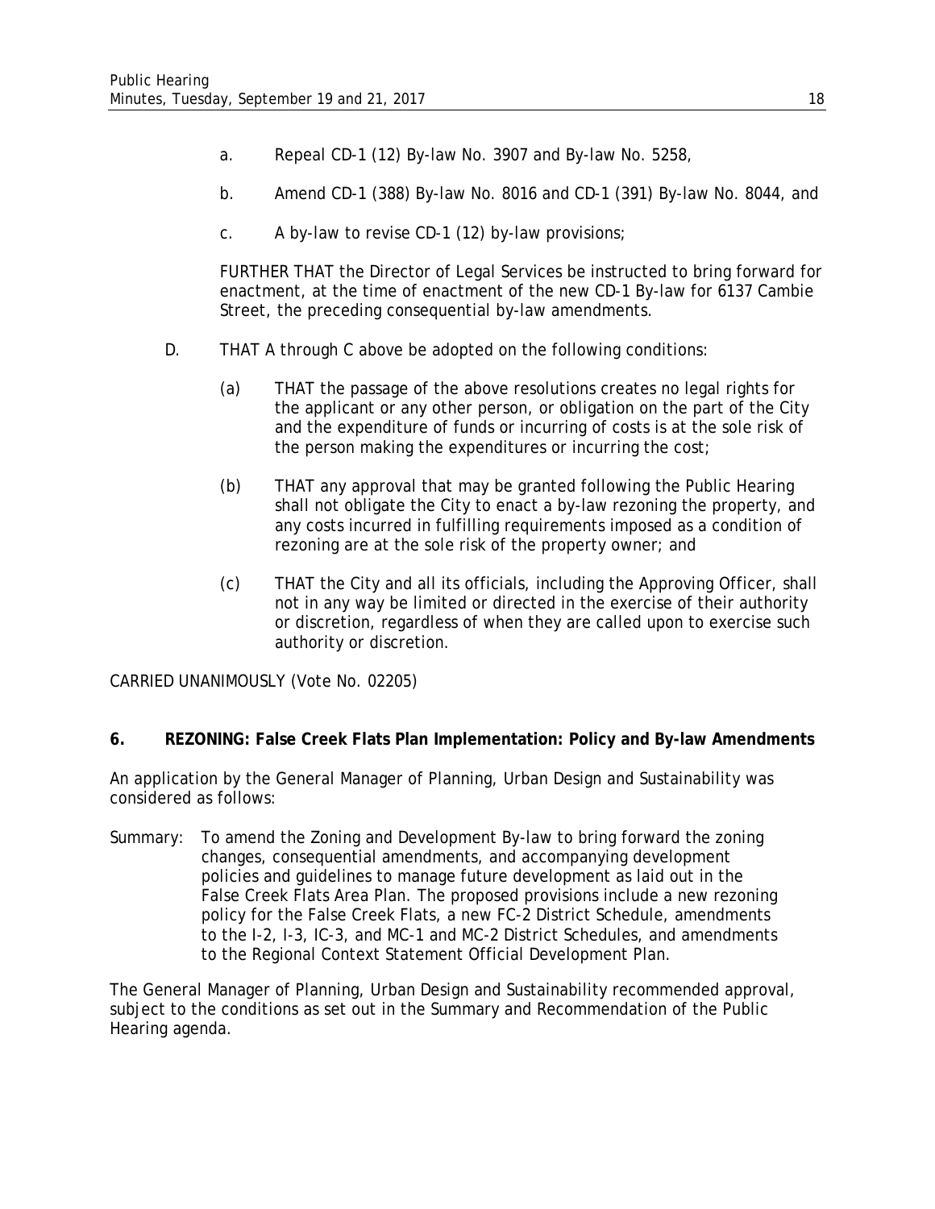a. Repeal CD-1 (12) By-law No. 3907 and By-law No. 5258,

b. Amend CD-1 (388) By-law No. 8016 and CD-1 (391) By-law No. 8044, and

c. A by-law to revise CD-1 (12) by-law provisions;

FURTHER THAT the Director of Legal Services be instructed to bring forward for enactment, at the time of enactment of the new CD-1 By-law for 6137 Cambie Street, the preceding consequential by-law amendments.

D. THAT A through C above be adopted on the following conditions:

(a) THAT the passage of the above resolutions creates no legal rights for the applicant or any other person, or obligation on the part of the City and the expenditure of funds or incurring of costs is at the sole risk of the person making the expenditures or incurring the cost;

(b) THAT any approval that may be granted following the Public Hearing shall not obligate the City to enact a by-law rezoning the property, and any costs incurred in fulfilling requirements imposed as a condition of rezoning are at the sole risk of the property owner; and

(c) THAT the City and all its officials, including the Approving Officer, shall not in any way be limited or directed in the exercise of their authority or discretion, regardless of when they are called upon to exercise such authority or discretion.

CARRIED UNANIMOUSLY (Vote No. 02205)

**6. REZONING: False Creek Flats Plan Implementation: Policy and By-law Amendments**

An application by the General Manager of Planning, Urban Design and Sustainability was considered as follows:

Summary: To amend the Zoning and Development By-law to bring forward the zoning changes, consequential amendments, and accompanying development policies and guidelines to manage future development as laid out in the False Creek Flats Area Plan. The proposed provisions include a new rezoning policy for the False Creek Flats, a new FC-2 District Schedule, amendments to the I-2, I-3, IC-3, and MC-1 and MC-2 District Schedules, and amendments to the Regional Context Statement Official Development Plan.

The General Manager of Planning, Urban Design and Sustainability recommended approval, subject to the conditions as set out in the Summary and Recommendation of the Public Hearing agenda.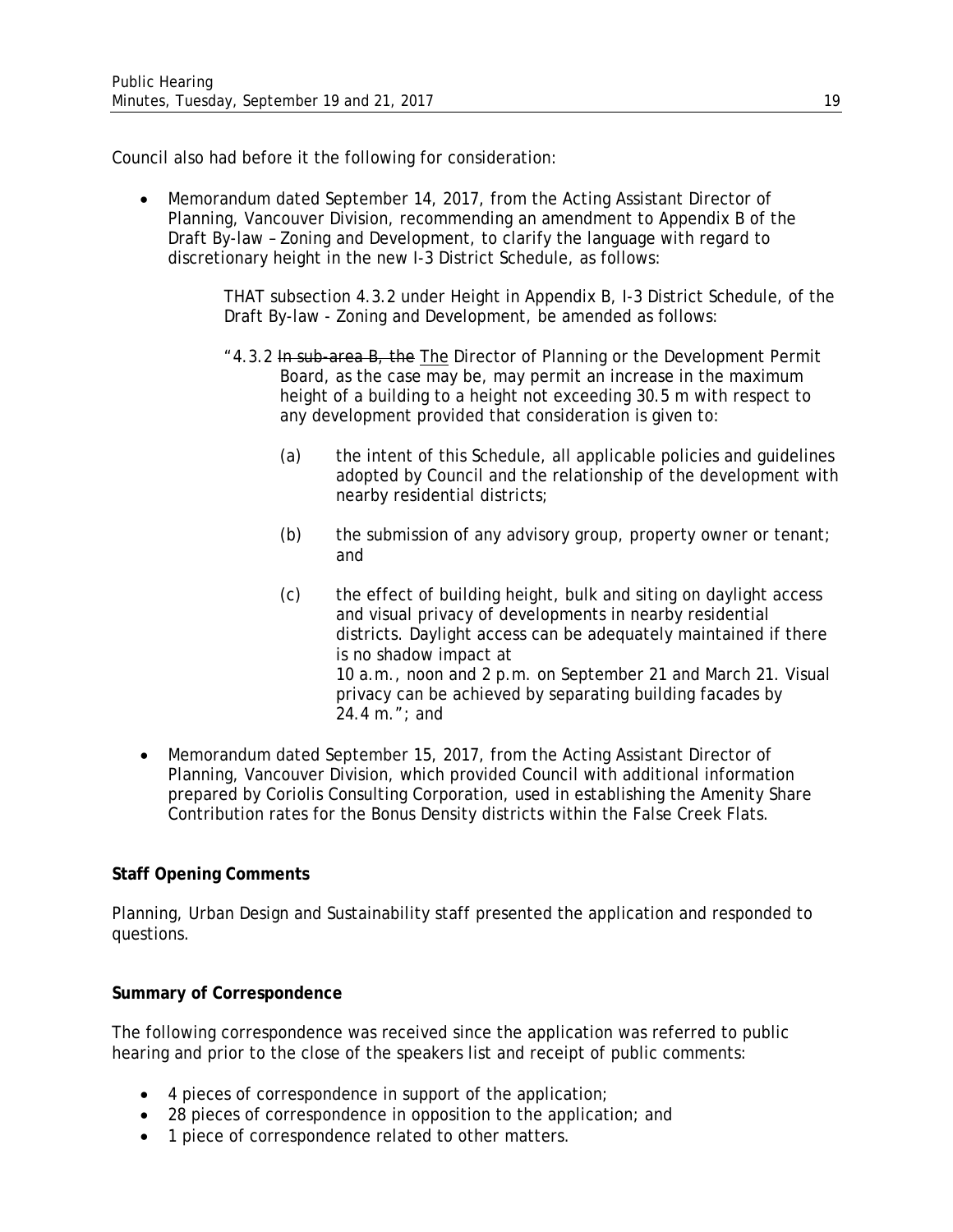Council also had before it the following for consideration:

- Memorandum dated September 14, 2017, from the Acting Assistant Director of Planning, Vancouver Division, recommending an amendment to Appendix B of the Draft By-law – Zoning and Development, to clarify the language with regard to discretionary height in the new I-3 District Schedule, as follows:

  > THAT subsection 4.3.2 under Height in Appendix B, I-3 District Schedule, of the Draft By-law - Zoning and Development, be amended as follows:
  >
  > "4.3.2 ~~In sub-area B, the~~ <u>The</u> Director of Planning or the Development Permit Board, as the case may be, may permit an increase in the maximum height of a building to a height not exceeding 30.5 m with respect to any development provided that consideration is given to:
  >
  > (a) the intent of this Schedule, all applicable policies and guidelines adopted by Council and the relationship of the development with nearby residential districts;
  >
  > (b) the submission of any advisory group, property owner or tenant; and
  >
  > (c) the effect of building height, bulk and siting on daylight access and visual privacy of developments in nearby residential districts. Daylight access can be adequately maintained if there is no shadow impact at 10 a.m., noon and 2 p.m. on September 21 and March 21. Visual privacy can be achieved by separating building facades by 24.4 m."; and

- Memorandum dated September 15, 2017, from the Acting Assistant Director of Planning, Vancouver Division, which provided Council with additional information prepared by Coriolis Consulting Corporation, used in establishing the Amenity Share Contribution rates for the Bonus Density districts within the False Creek Flats.

**Staff Opening Comments**

Planning, Urban Design and Sustainability staff presented the application and responded to questions.

**Summary of Correspondence**

The following correspondence was received since the application was referred to public hearing and prior to the close of the speakers list and receipt of public comments:

- 4 pieces of correspondence in support of the application;
- 28 pieces of correspondence in opposition to the application; and
- 1 piece of correspondence related to other matters.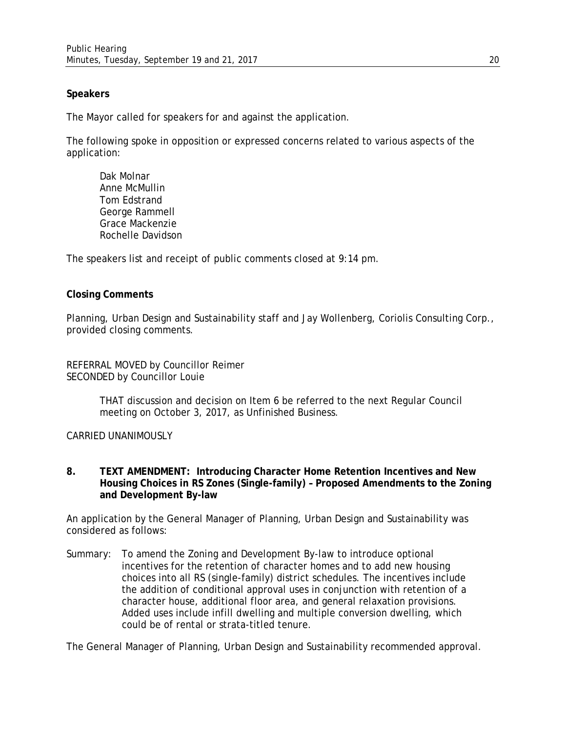**Speakers**

The Mayor called for speakers for and against the application.

The following spoke in opposition or expressed concerns related to various aspects of the application:

Dak Molnar
Anne McMullin
Tom Edstrand
George Rammell
Grace Mackenzie
Rochelle Davidson

The speakers list and receipt of public comments closed at 9:14 pm.

**Closing Comments**

Planning, Urban Design and Sustainability staff and Jay Wollenberg, Coriolis Consulting Corp., provided closing comments.

REFERRAL MOVED by Councillor Reimer
SECONDED by Councillor Louie

> THAT discussion and decision on Item 6 be referred to the next Regular Council meeting on October 3, 2017, as Unfinished Business.

CARRIED UNANIMOUSLY

**8. TEXT AMENDMENT: Introducing Character Home Retention Incentives and New Housing Choices in RS Zones (Single-family) – Proposed Amendments to the Zoning and Development By-law**

An application by the General Manager of Planning, Urban Design and Sustainability was considered as follows:

Summary: To amend the Zoning and Development By-law to introduce optional incentives for the retention of character homes and to add new housing choices into all RS (single-family) district schedules. The incentives include the addition of conditional approval uses in conjunction with retention of a character house, additional floor area, and general relaxation provisions. Added uses include infill dwelling and multiple conversion dwelling, which could be of rental or strata-titled tenure.

The General Manager of Planning, Urban Design and Sustainability recommended approval.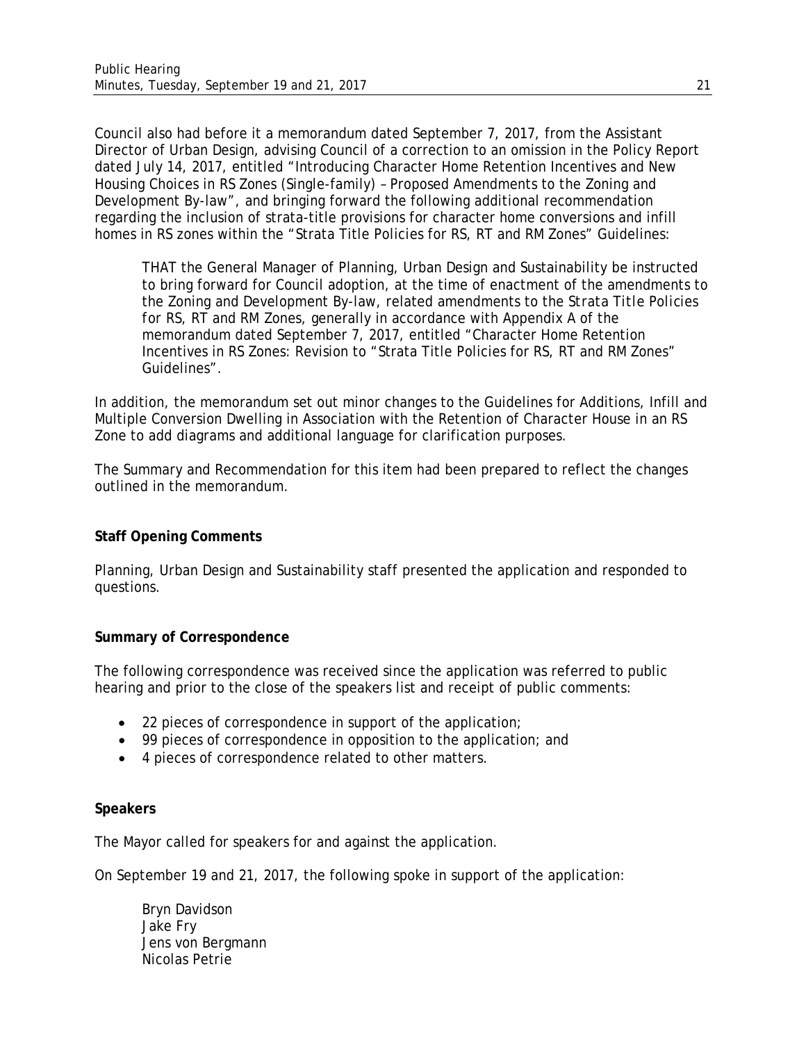Council also had before it a memorandum dated September 7, 2017, from the Assistant Director of Urban Design, advising Council of a correction to an omission in the Policy Report dated July 14, 2017, entitled "Introducing Character Home Retention Incentives and New Housing Choices in RS Zones (Single-family) – Proposed Amendments to the Zoning and Development By-law", and bringing forward the following additional recommendation regarding the inclusion of strata-title provisions for character home conversions and infill homes in RS zones within the "Strata Title Policies for RS, RT and RM Zones" Guidelines:

> THAT the General Manager of Planning, Urban Design and Sustainability be instructed to bring forward for Council adoption, at the time of enactment of the amendments to the Zoning and Development By-law, related amendments to the Strata Title Policies for RS, RT and RM Zones, generally in accordance with Appendix A of the memorandum dated September 7, 2017, entitled "Character Home Retention Incentives in RS Zones: Revision to "Strata Title Policies for RS, RT and RM Zones" Guidelines".

In addition, the memorandum set out minor changes to the Guidelines for Additions, Infill and Multiple Conversion Dwelling in Association with the Retention of Character House in an RS Zone to add diagrams and additional language for clarification purposes.

The Summary and Recommendation for this item had been prepared to reflect the changes outlined in the memorandum.

**Staff Opening Comments**

Planning, Urban Design and Sustainability staff presented the application and responded to questions.

**Summary of Correspondence**

The following correspondence was received since the application was referred to public hearing and prior to the close of the speakers list and receipt of public comments:

- 22 pieces of correspondence in support of the application;
- 99 pieces of correspondence in opposition to the application; and
- 4 pieces of correspondence related to other matters.

**Speakers**

The Mayor called for speakers for and against the application.

On September 19 and 21, 2017, the following spoke in support of the application:

> Bryn Davidson
> Jake Fry
> Jens von Bergmann
> Nicolas Petrie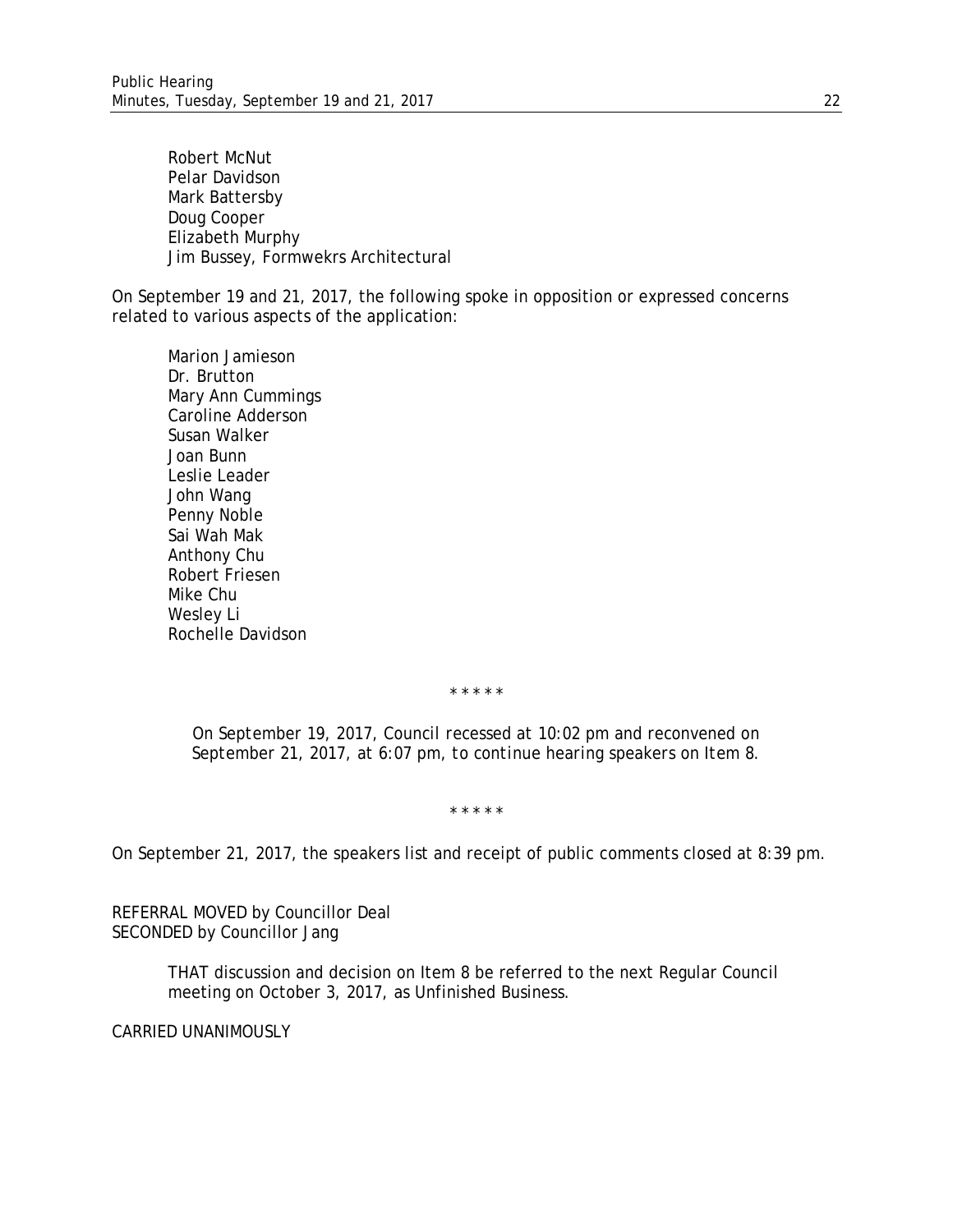Robert McNut
Pelar Davidson
Mark Battersby
Doug Cooper
Elizabeth Murphy
Jim Bussey, Formwekrs Architectural

On September 19 and 21, 2017, the following spoke in opposition or expressed concerns related to various aspects of the application:

Marion Jamieson
Dr. Brutton
Mary Ann Cummings
Caroline Adderson
Susan Walker
Joan Bunn
Leslie Leader
John Wang
Penny Noble
Sai Wah Mak
Anthony Chu
Robert Friesen
Mike Chu
Wesley Li
Rochelle Davidson

\* \* \* \* \*

*On September 19, 2017, Council recessed at 10:02 pm and reconvened on September 21, 2017, at 6:07 pm, to continue hearing speakers on Item 8.*

\* \* \* \* \*

On September 21, 2017, the speakers list and receipt of public comments closed at 8:39 pm.

REFERRAL MOVED by Councillor Deal
SECONDED by Councillor Jang

> THAT discussion and decision on Item 8 be referred to the next Regular Council meeting on October 3, 2017, as Unfinished Business.

CARRIED UNANIMOUSLY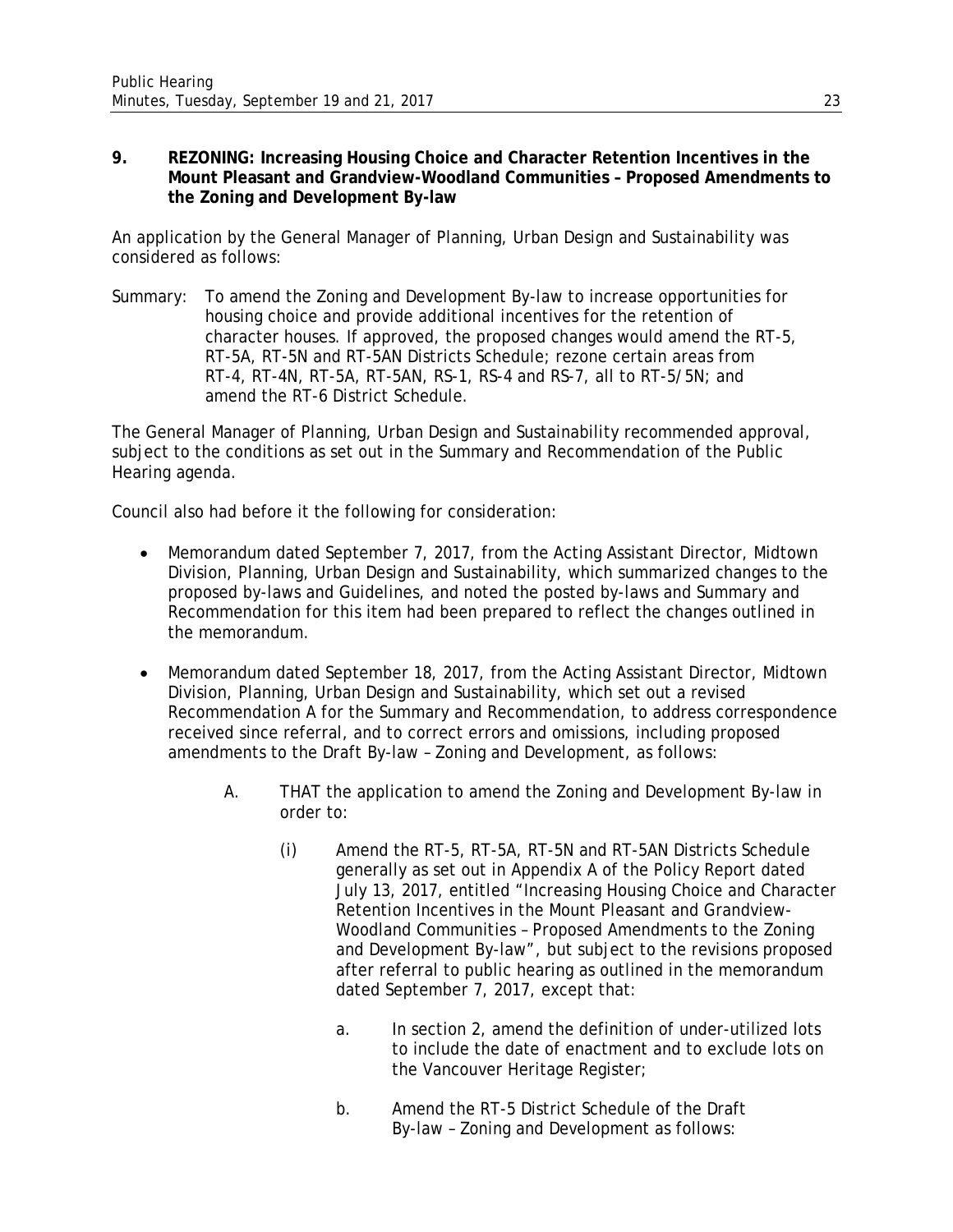**9. REZONING: Increasing Housing Choice and Character Retention Incentives in the Mount Pleasant and Grandview-Woodland Communities – Proposed Amendments to the Zoning and Development By-law**

An application by the General Manager of Planning, Urban Design and Sustainability was considered as follows:

Summary: To amend the Zoning and Development By-law to increase opportunities for housing choice and provide additional incentives for the retention of character houses. If approved, the proposed changes would amend the RT-5, RT-5A, RT-5N and RT-5AN Districts Schedule; rezone certain areas from RT-4, RT-4N, RT-5A, RT-5AN, RS-1, RS-4 and RS-7, all to RT-5/5N; and amend the RT-6 District Schedule.

The General Manager of Planning, Urban Design and Sustainability recommended approval, subject to the conditions as set out in the Summary and Recommendation of the Public Hearing agenda.

Council also had before it the following for consideration:

- Memorandum dated September 7, 2017, from the Acting Assistant Director, Midtown Division, Planning, Urban Design and Sustainability, which summarized changes to the proposed by-laws and Guidelines, and noted the posted by-laws and Summary and Recommendation for this item had been prepared to reflect the changes outlined in the memorandum.
- Memorandum dated September 18, 2017, from the Acting Assistant Director, Midtown Division, Planning, Urban Design and Sustainability, which set out a revised Recommendation A for the Summary and Recommendation, to address correspondence received since referral, and to correct errors and omissions, including proposed amendments to the Draft By-law – Zoning and Development, as follows:

    A. THAT the application to amend the Zoning and Development By-law in order to:

        (i) Amend the RT-5, RT-5A, RT-5N and RT-5AN Districts Schedule generally as set out in Appendix A of the Policy Report dated July 13, 2017, entitled "Increasing Housing Choice and Character Retention Incentives in the Mount Pleasant and Grandview-Woodland Communities – Proposed Amendments to the Zoning and Development By-law", but subject to the revisions proposed after referral to public hearing as outlined in the memorandum dated September 7, 2017, except that:

            a. In section 2, amend the definition of under-utilized lots to include the date of enactment and to exclude lots on the Vancouver Heritage Register;

            b. Amend the RT-5 District Schedule of the Draft By-law – Zoning and Development as follows: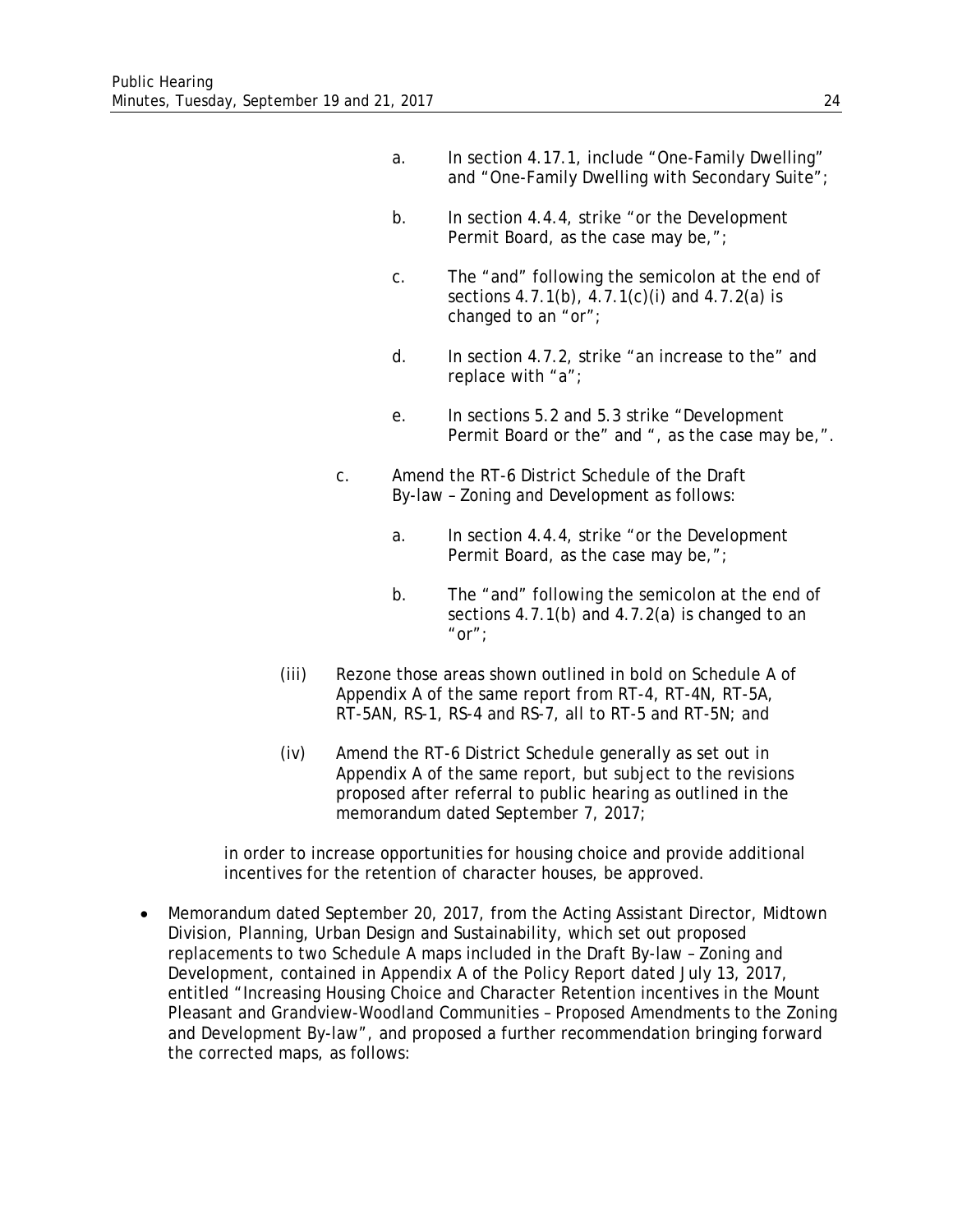a. In section 4.17.1, include "One-Family Dwelling" and "One-Family Dwelling with Secondary Suite";

b. In section 4.4.4, strike "or the Development Permit Board, as the case may be,";

c. The "and" following the semicolon at the end of sections 4.7.1(b), 4.7.1(c)(i) and 4.7.2(a) is changed to an "or";

d. In section 4.7.2, strike "an increase to the" and replace with "a";

e. In sections 5.2 and 5.3 strike "Development Permit Board or the" and ", as the case may be,".

c. Amend the RT-6 District Schedule of the Draft By-law – Zoning and Development as follows:

a. In section 4.4.4, strike "or the Development Permit Board, as the case may be,";

b. The "and" following the semicolon at the end of sections 4.7.1(b) and 4.7.2(a) is changed to an "or";

(iii) Rezone those areas shown outlined in bold on Schedule A of Appendix A of the same report from RT-4, RT-4N, RT-5A, RT-5AN, RS-1, RS-4 and RS-7, all to RT-5 and RT-5N; and

(iv) Amend the RT-6 District Schedule generally as set out in Appendix A of the same report, but subject to the revisions proposed after referral to public hearing as outlined in the memorandum dated September 7, 2017;

in order to increase opportunities for housing choice and provide additional incentives for the retention of character houses, be approved.

- Memorandum dated September 20, 2017, from the Acting Assistant Director, Midtown Division, Planning, Urban Design and Sustainability, which set out proposed replacements to two Schedule A maps included in the Draft By-law – Zoning and Development, contained in Appendix A of the Policy Report dated July 13, 2017, entitled "Increasing Housing Choice and Character Retention incentives in the Mount Pleasant and Grandview-Woodland Communities – Proposed Amendments to the Zoning and Development By-law", and proposed a further recommendation bringing forward the corrected maps, as follows: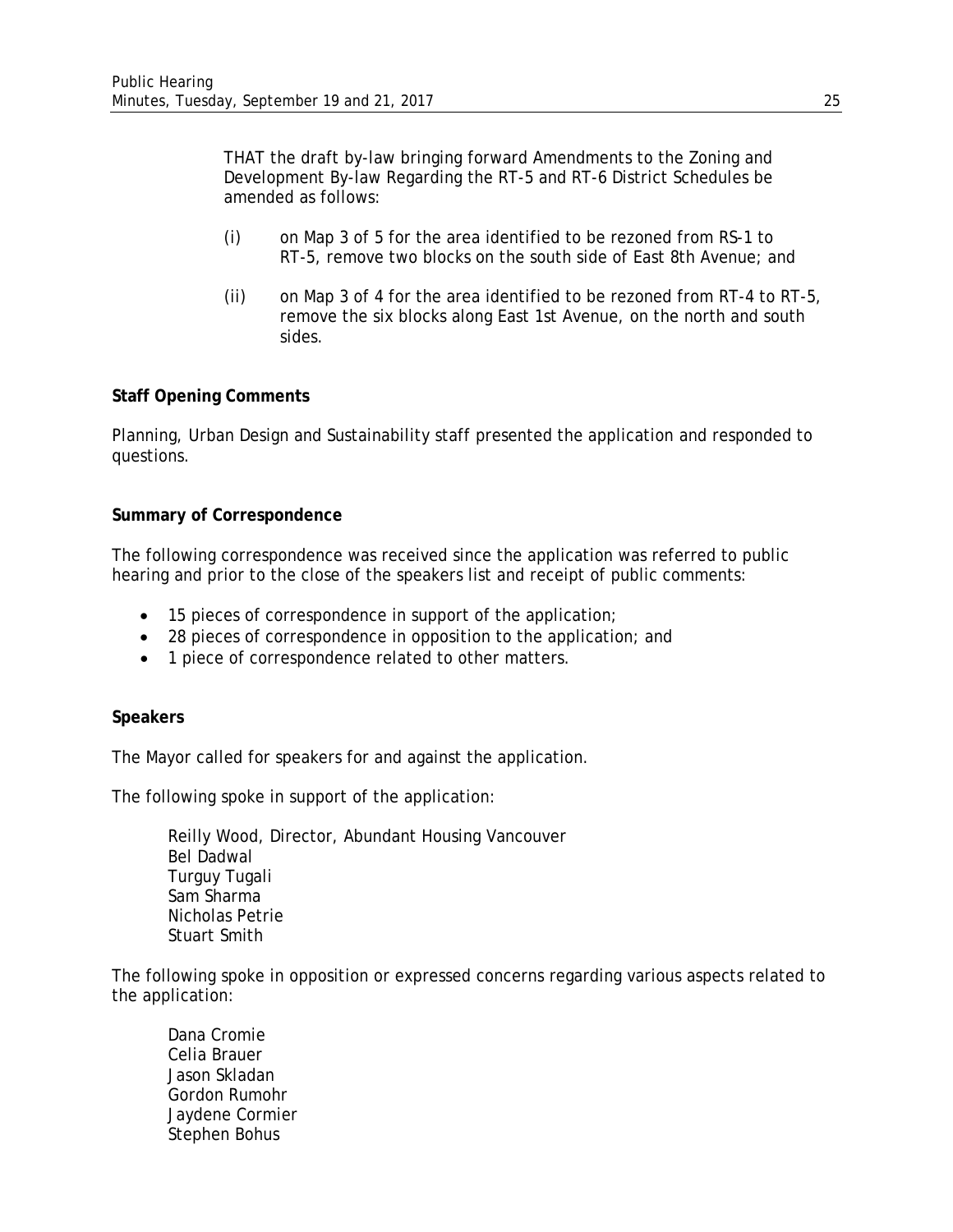THAT the draft by-law bringing forward Amendments to the Zoning and Development By-law Regarding the RT-5 and RT-6 District Schedules be amended as follows:

(i) on Map 3 of 5 for the area identified to be rezoned from RS-1 to RT-5, remove two blocks on the south side of East 8th Avenue; and

(ii) on Map 3 of 4 for the area identified to be rezoned from RT-4 to RT-5, remove the six blocks along East 1st Avenue, on the north and south sides.

**Staff Opening Comments**

Planning, Urban Design and Sustainability staff presented the application and responded to questions.

**Summary of Correspondence**

The following correspondence was received since the application was referred to public hearing and prior to the close of the speakers list and receipt of public comments:

- 15 pieces of correspondence in support of the application;
- 28 pieces of correspondence in opposition to the application; and
- 1 piece of correspondence related to other matters.

**Speakers**

The Mayor called for speakers for and against the application.

The following spoke in support of the application:

Reilly Wood, Director, Abundant Housing Vancouver
Bel Dadwal
Turguy Tugali
Sam Sharma
Nicholas Petrie
Stuart Smith

The following spoke in opposition or expressed concerns regarding various aspects related to the application:

Dana Cromie
Celia Brauer
Jason Skladan
Gordon Rumohr
Jaydene Cormier
Stephen Bohus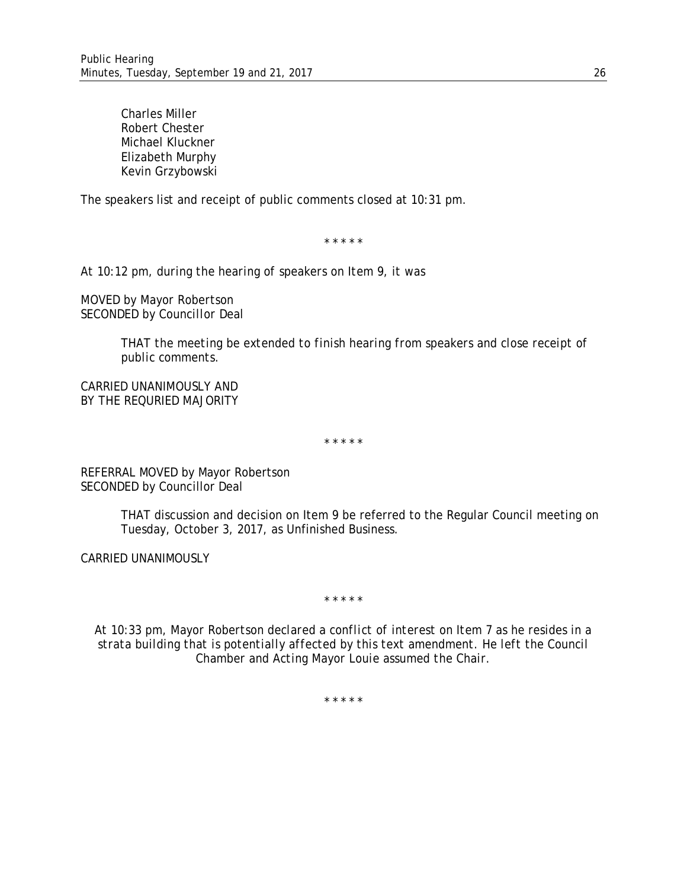Charles Miller
Robert Chester
Michael Kluckner
Elizabeth Murphy
Kevin Grzybowski

The speakers list and receipt of public comments closed at 10:31 pm.

\* \* \* \* \*

*At 10:12 pm, during the hearing of speakers on Item 9, it was*

*MOVED by Mayor Robertson*
*SECONDED by Councillor Deal*

> *THAT the meeting be extended to finish hearing from speakers and close receipt of public comments.*

*CARRIED UNANIMOUSLY AND*
*BY THE REQURIED MAJORITY*

\* \* \* \* \*

REFERRAL MOVED by Mayor Robertson
SECONDED by Councillor Deal

> THAT discussion and decision on Item 9 be referred to the Regular Council meeting on Tuesday, October 3, 2017, as Unfinished Business.

CARRIED UNANIMOUSLY

\* \* \* \* \*

*At 10:33 pm, Mayor Robertson declared a conflict of interest on Item 7 as he resides in a strata building that is potentially affected by this text amendment. He left the Council Chamber and Acting Mayor Louie assumed the Chair.*

\* \* \* \* \*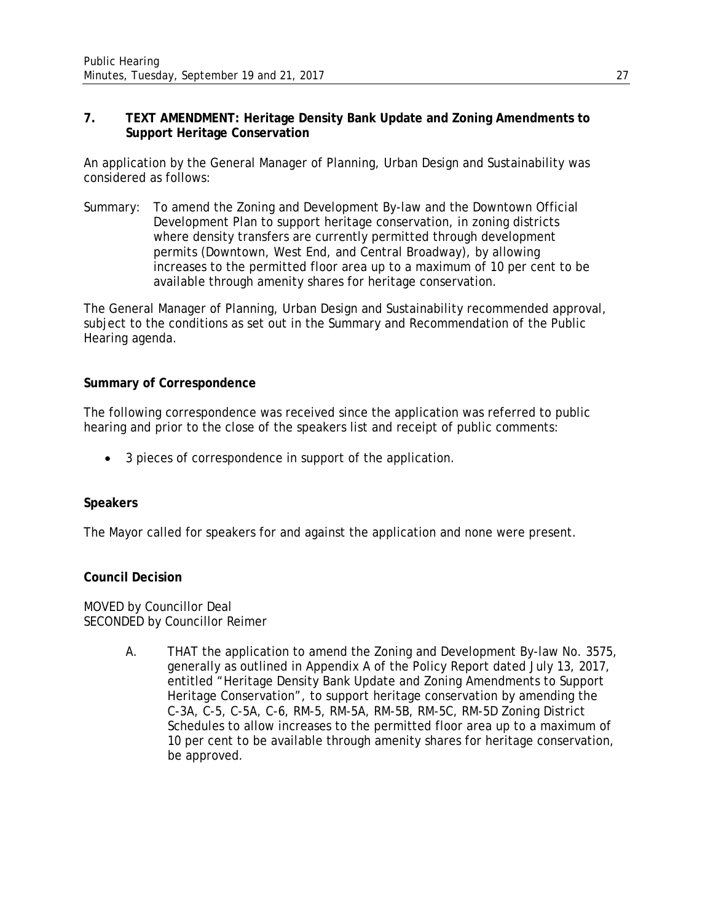## 7. TEXT AMENDMENT: Heritage Density Bank Update and Zoning Amendments to Support Heritage Conservation

An application by the General Manager of Planning, Urban Design and Sustainability was considered as follows:

Summary: To amend the Zoning and Development By-law and the Downtown Official Development Plan to support heritage conservation, in zoning districts where density transfers are currently permitted through development permits (Downtown, West End, and Central Broadway), by allowing increases to the permitted floor area up to a maximum of 10 per cent to be available through amenity shares for heritage conservation.

The General Manager of Planning, Urban Design and Sustainability recommended approval, subject to the conditions as set out in the Summary and Recommendation of the Public Hearing agenda.

**Summary of Correspondence**

The following correspondence was received since the application was referred to public hearing and prior to the close of the speakers list and receipt of public comments:

- 3 pieces of correspondence in support of the application.

**Speakers**

The Mayor called for speakers for and against the application and none were present.

**Council Decision**

MOVED by Councillor Deal
SECONDED by Councillor Reimer

A. THAT the application to amend the Zoning and Development By-law No. 3575, generally as outlined in Appendix A of the Policy Report dated July 13, 2017, entitled "Heritage Density Bank Update and Zoning Amendments to Support Heritage Conservation", to support heritage conservation by amending the C-3A, C-5, C-5A, C-6, RM-5, RM-5A, RM-5B, RM-5C, RM-5D Zoning District Schedules to allow increases to the permitted floor area up to a maximum of 10 per cent to be available through amenity shares for heritage conservation, be approved.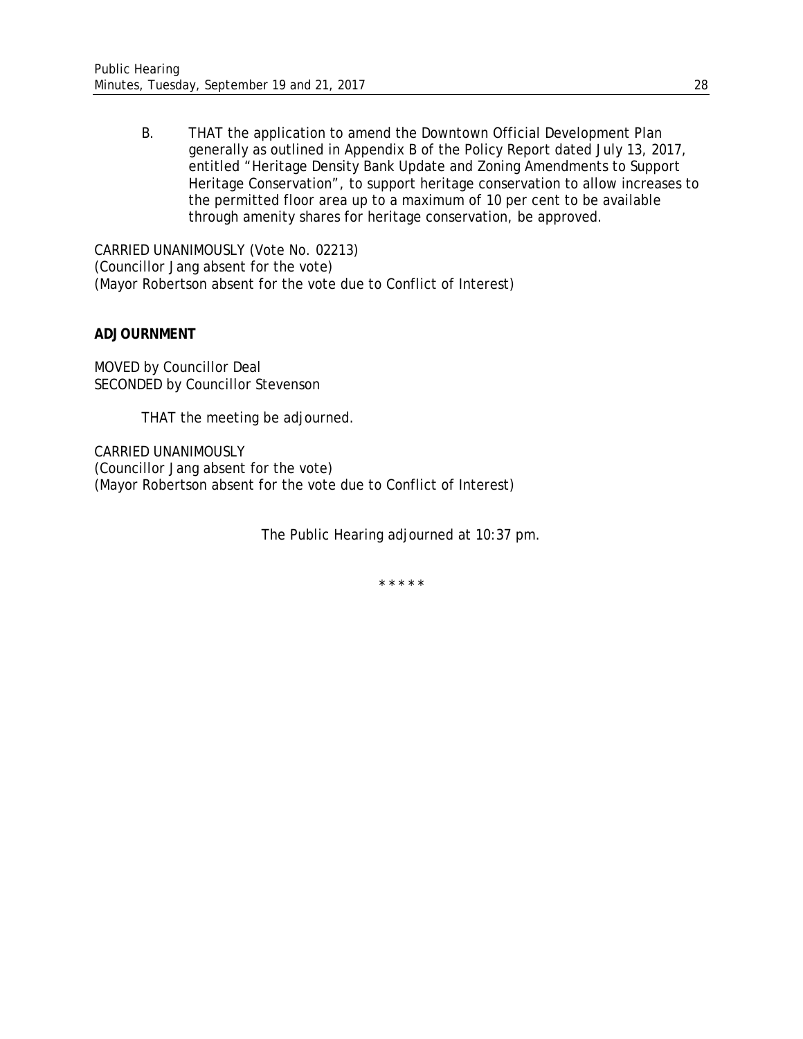B. THAT the application to amend the Downtown Official Development Plan generally as outlined in Appendix B of the Policy Report dated July 13, 2017, entitled "Heritage Density Bank Update and Zoning Amendments to Support Heritage Conservation", to support heritage conservation to allow increases to the permitted floor area up to a maximum of 10 per cent to be available through amenity shares for heritage conservation, be approved.

CARRIED UNANIMOUSLY (Vote No. 02213)
(Councillor Jang absent for the vote)
(Mayor Robertson absent for the vote due to Conflict of Interest)

**ADJOURNMENT**

MOVED by Councillor Deal
SECONDED by Councillor Stevenson

THAT the meeting be adjourned.

CARRIED UNANIMOUSLY
(Councillor Jang absent for the vote)
(Mayor Robertson absent for the vote due to Conflict of Interest)

The Public Hearing adjourned at 10:37 pm.

\* \* \* \* \*